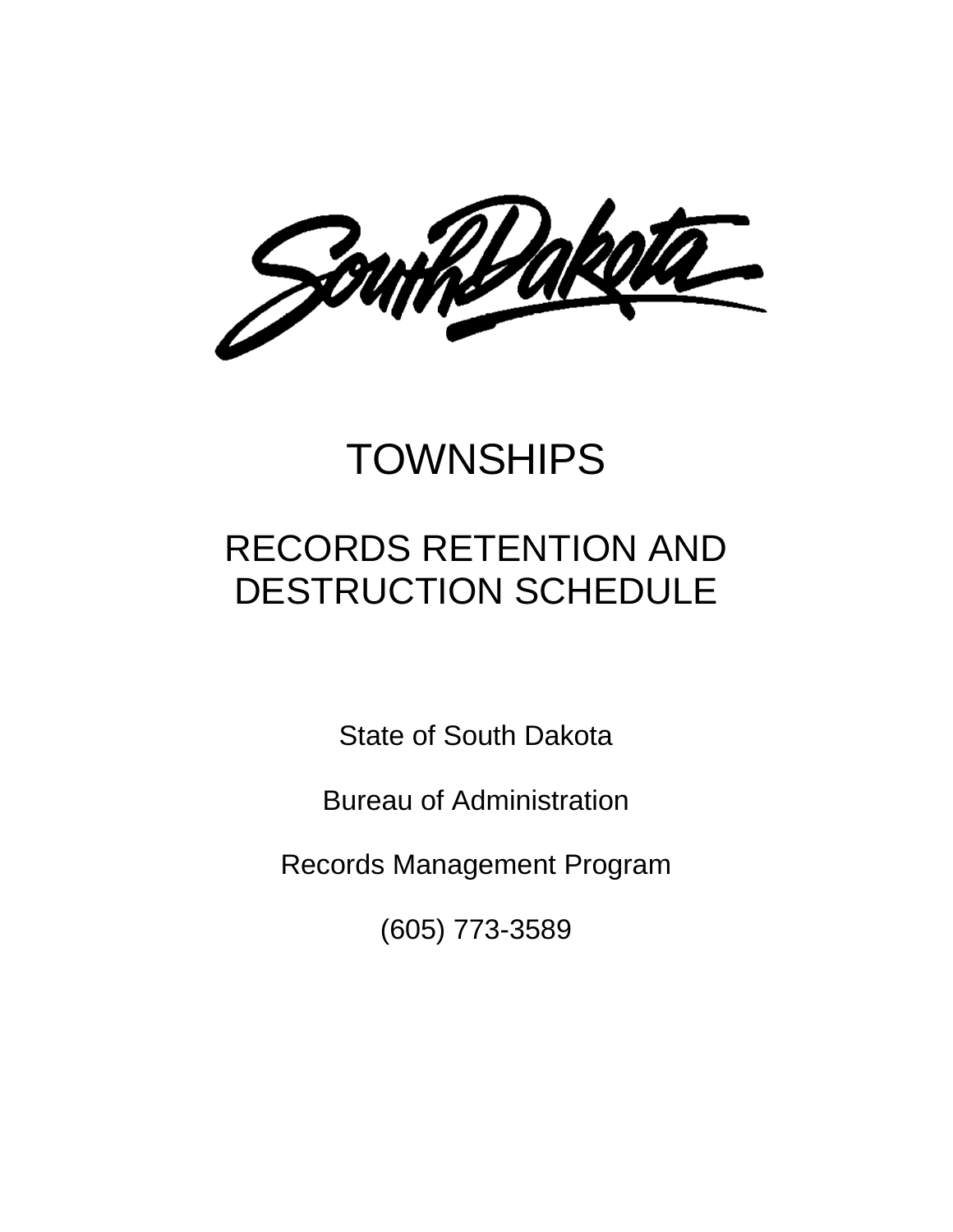# TOWNSHIPS

## RECORDS RETENTION AND DESTRUCTION SCHEDULE

State of South Dakota

Bureau of Administration

Records Management Program

(605) 773-3589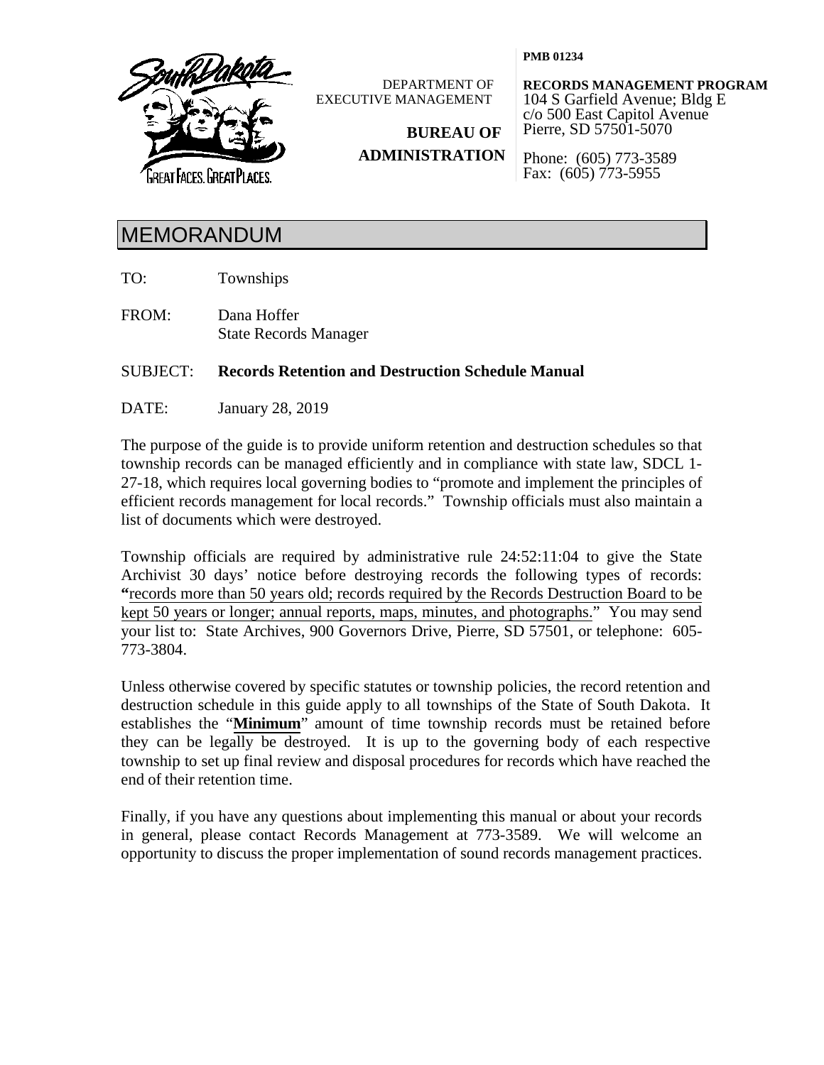South Dakota — Great Faces. Great Places.

DEPARTMENT OF EXECUTIVE MANAGEMENT

**BUREAU OF ADMINISTRATION**

**PMB 01234**

**RECORDS MANAGEMENT PROGRAM**
104 S Garfield Avenue; Bldg E
c/o 500 East Capitol Avenue
Pierre, SD 57501-5070

Phone: (605) 773-3589
Fax: (605) 773-5955

# MEMORANDUM

TO: Townships

FROM: Dana Hoffer
State Records Manager

SUBJECT: **Records Retention and Destruction Schedule Manual**

DATE: January 28, 2019

The purpose of the guide is to provide uniform retention and destruction schedules so that township records can be managed efficiently and in compliance with state law, SDCL 1-27-18, which requires local governing bodies to "promote and implement the principles of efficient records management for local records." Township officials must also maintain a list of documents which were destroyed.

Township officials are required by administrative rule 24:52:11:04 to give the State Archivist 30 days' notice before destroying records the following types of records: "records more than 50 years old; records required by the Records Destruction Board to be kept 50 years or longer; annual reports, maps, minutes, and photographs." You may send your list to: State Archives, 900 Governors Drive, Pierre, SD 57501, or telephone: 605-773-3804.

Unless otherwise covered by specific statutes or township policies, the record retention and destruction schedule in this guide apply to all townships of the State of South Dakota. It establishes the "**Minimum**" amount of time township records must be retained before they can be legally be destroyed. It is up to the governing body of each respective township to set up final review and disposal procedures for records which have reached the end of their retention time.

Finally, if you have any questions about implementing this manual or about your records in general, please contact Records Management at 773-3589. We will welcome an opportunity to discuss the proper implementation of sound records management practices.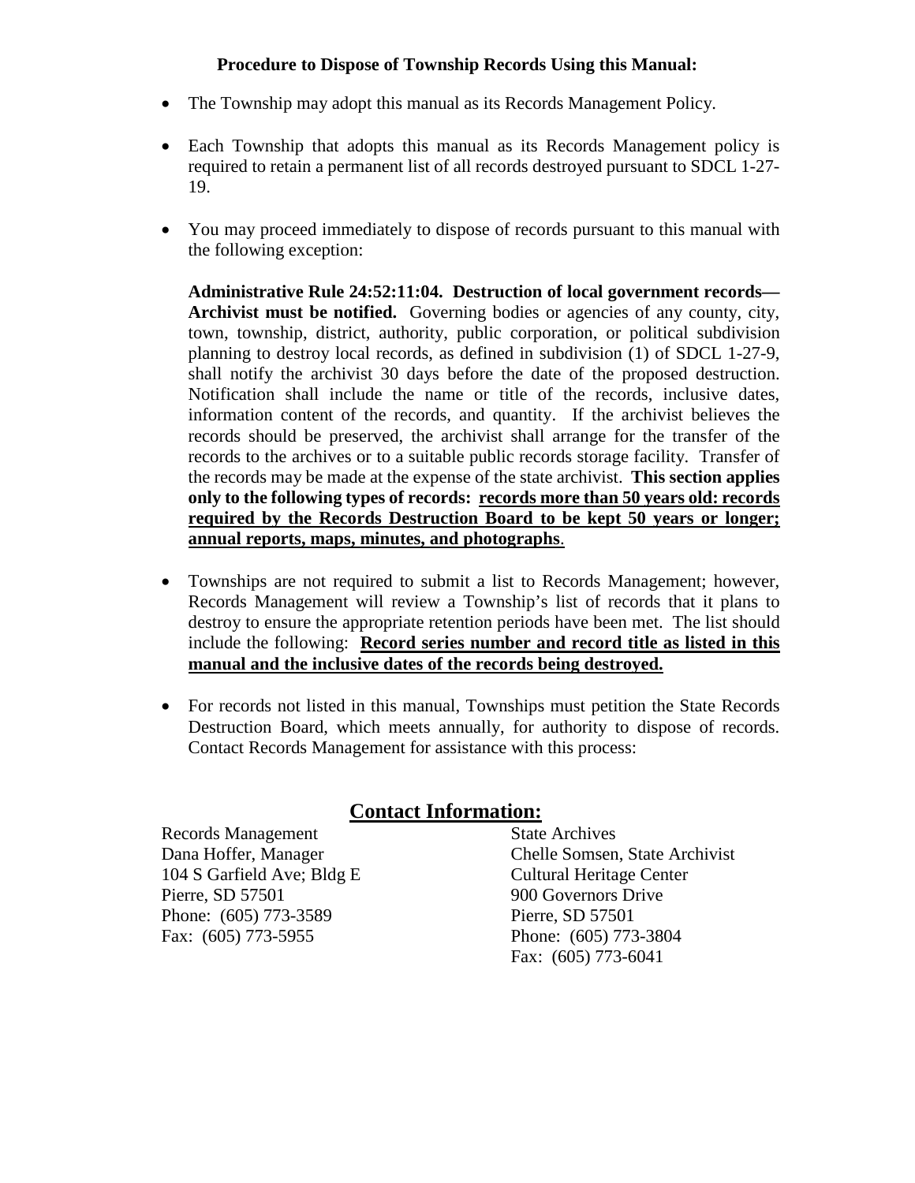**Procedure to Dispose of Township Records Using this Manual:**

- The Township may adopt this manual as its Records Management Policy.

- Each Township that adopts this manual as its Records Management policy is required to retain a permanent list of all records destroyed pursuant to SDCL 1-27-19.

- You may proceed immediately to dispose of records pursuant to this manual with the following exception:

  **Administrative Rule 24:52:11:04. Destruction of local government records—Archivist must be notified.** Governing bodies or agencies of any county, city, town, township, district, authority, public corporation, or political subdivision planning to destroy local records, as defined in subdivision (1) of SDCL 1-27-9, shall notify the archivist 30 days before the date of the proposed destruction. Notification shall include the name or title of the records, inclusive dates, information content of the records, and quantity. If the archivist believes the records should be preserved, the archivist shall arrange for the transfer of the records to the archives or to a suitable public records storage facility. Transfer of the records may be made at the expense of the state archivist. **This section applies only to the following types of records: <u>records more than 50 years old: records required by the Records Destruction Board to be kept 50 years or longer; annual reports, maps, minutes, and photographs</u>**.

- Townships are not required to submit a list to Records Management; however, Records Management will review a Township's list of records that it plans to destroy to ensure the appropriate retention periods have been met. The list should include the following: **<u>Record series number and record title as listed in this manual and the inclusive dates of the records being destroyed.</u>**

- For records not listed in this manual, Townships must petition the State Records Destruction Board, which meets annually, for authority to dispose of records. Contact Records Management for assistance with this process:

## Contact Information:

Records Management
Dana Hoffer, Manager
104 S Garfield Ave; Bldg E
Pierre, SD 57501
Phone: (605) 773-3589
Fax: (605) 773-5955

State Archives
Chelle Somsen, State Archivist
Cultural Heritage Center
900 Governors Drive
Pierre, SD 57501
Phone: (605) 773-3804
Fax: (605) 773-6041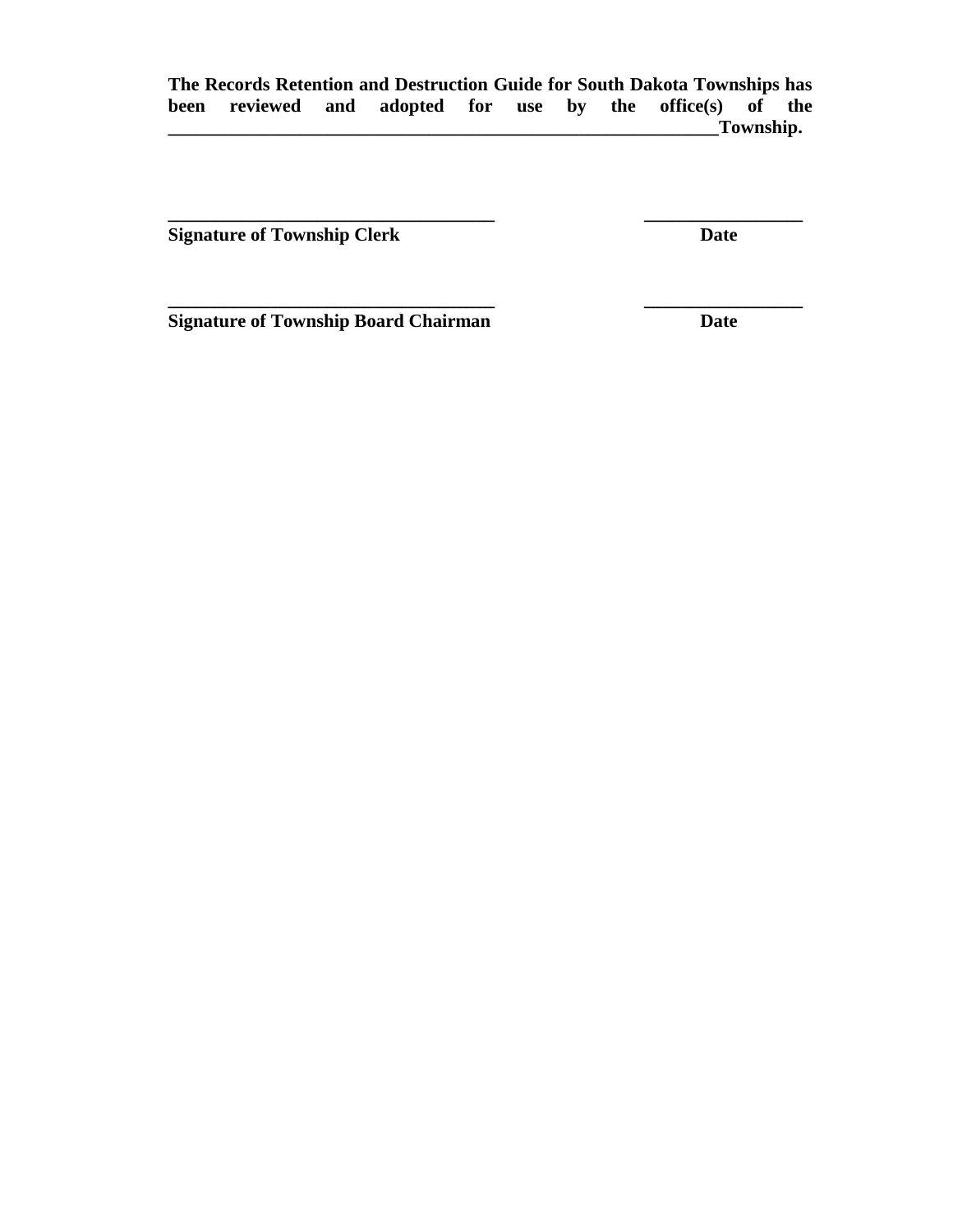**The Records Retention and Destruction Guide for South Dakota Townships has been reviewed and adopted for use by the office(s) of the \_\_\_\_\_\_\_\_\_\_\_\_\_\_\_\_\_\_\_\_\_\_\_\_\_\_\_\_\_\_\_\_\_\_\_\_\_\_\_\_\_\_\_\_\_\_\_\_\_\_\_\_\_\_\_\_\_\_\_\_Township.**

| | |
|---|---|
| **\_\_\_\_\_\_\_\_\_\_\_\_\_\_\_\_\_\_\_\_\_\_\_\_\_\_\_\_\_\_\_\_\_\_\_\_** | **\_\_\_\_\_\_\_\_\_\_\_\_\_\_\_\_\_\_** |
| **Signature of Township Clerk** | **Date** |
| | |
| **\_\_\_\_\_\_\_\_\_\_\_\_\_\_\_\_\_\_\_\_\_\_\_\_\_\_\_\_\_\_\_\_\_\_\_\_** | **\_\_\_\_\_\_\_\_\_\_\_\_\_\_\_\_\_\_** |
| **Signature of Township Board Chairman** | **Date** |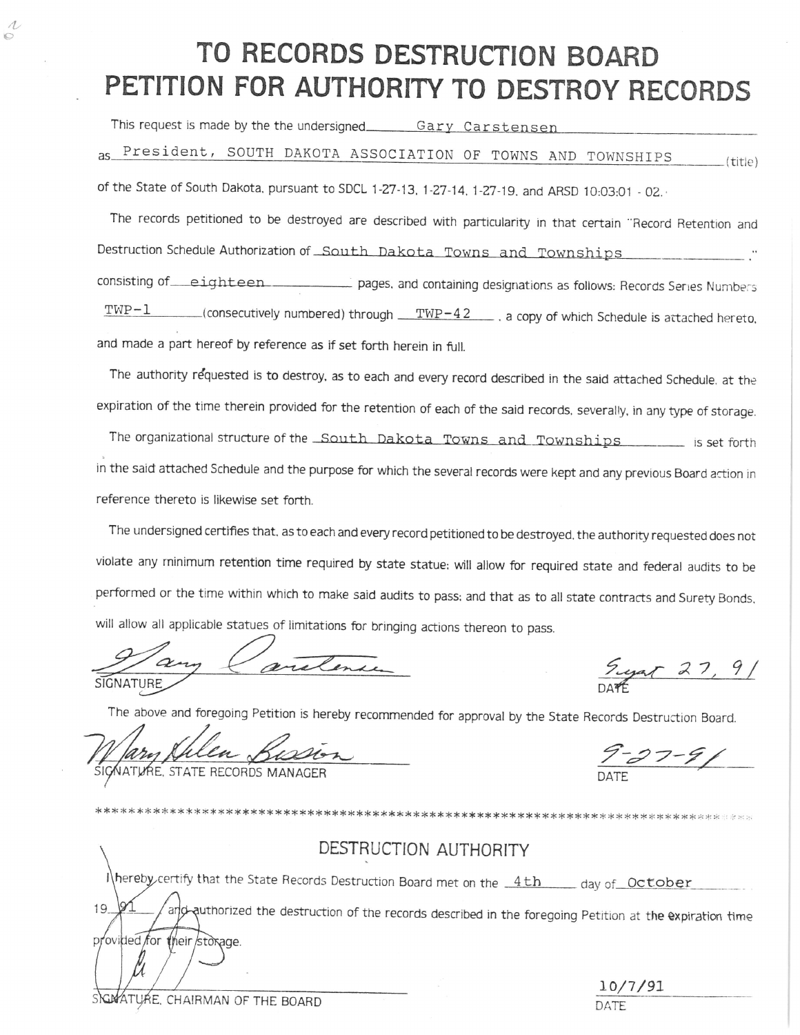# TO RECORDS DESTRUCTION BOARD PETITION FOR AUTHORITY TO DESTROY RECORDS

This request is made by the the undersigned Gary Carstensen

as President, SOUTH DAKOTA ASSOCIATION OF TOWNS AND TOWNSHIPS (title)

of the State of South Dakota, pursuant to SDCL 1-27-13, 1-27-14, 1-27-19, and ARSD 10:03:01 - 02.

The records petitioned to be destroyed are described with particularity in that certain "Record Retention and Destruction Schedule Authorization of South Dakota Towns and Townships ."

consisting of eighteen pages, and containing designations as follows: Records Series Numbers TWP-1 (consecutively numbered) through TWP-42 , a copy of which Schedule is attached hereto, and made a part hereof by reference as if set forth herein in full.

The authority requested is to destroy, as to each and every record described in the said attached Schedule, at the expiration of the time therein provided for the retention of each of the said records, severally, in any type of storage.

The organizational structure of the South Dakota Towns and Townships is set forth in the said attached Schedule and the purpose for which the several records were kept and any previous Board action in reference thereto is likewise set forth.

The undersigned certifies that, as to each and every record petitioned to be destroyed, the authority requested does not violate any minimum retention time required by state statue; will allow for required state and federal audits to be performed or the time within which to make said audits to pass; and that as to all state contracts and Surety Bonds, will allow all applicable statues of limitations for bringing actions thereon to pass.

Gary Carstensen
SIGNATURE

Sept 27, 91
DATE

The above and foregoing Petition is hereby recommended for approval by the State Records Destruction Board.

Mary Helen Bission
SIGNATURE, STATE RECORDS MANAGER

9-27-91
DATE

***

## DESTRUCTION AUTHORITY

I hereby certify that the State Records Destruction Board met on the 4th day of October 19 91 and authorized the destruction of the records described in the foregoing Petition at the expiration time provided for their storage.

SIGNATURE, CHAIRMAN OF THE BOARD

10/7/91
DATE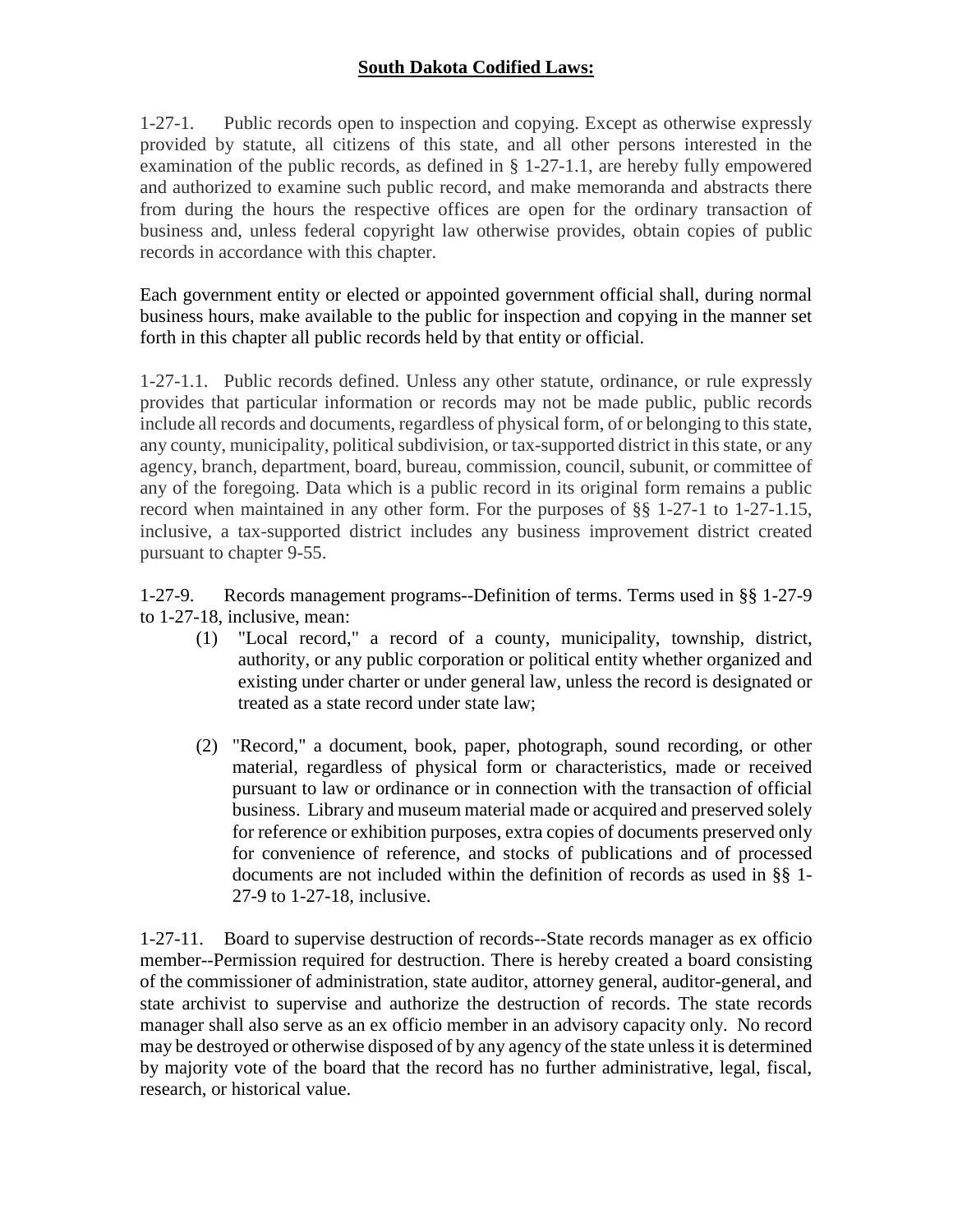## **South Dakota Codified Laws:**

1-27-1. Public records open to inspection and copying. Except as otherwise expressly provided by statute, all citizens of this state, and all other persons interested in the examination of the public records, as defined in § 1-27-1.1, are hereby fully empowered and authorized to examine such public record, and make memoranda and abstracts there from during the hours the respective offices are open for the ordinary transaction of business and, unless federal copyright law otherwise provides, obtain copies of public records in accordance with this chapter.

Each government entity or elected or appointed government official shall, during normal business hours, make available to the public for inspection and copying in the manner set forth in this chapter all public records held by that entity or official.

1-27-1.1. Public records defined. Unless any other statute, ordinance, or rule expressly provides that particular information or records may not be made public, public records include all records and documents, regardless of physical form, of or belonging to this state, any county, municipality, political subdivision, or tax-supported district in this state, or any agency, branch, department, board, bureau, commission, council, subunit, or committee of any of the foregoing. Data which is a public record in its original form remains a public record when maintained in any other form. For the purposes of §§ 1-27-1 to 1-27-1.15, inclusive, a tax-supported district includes any business improvement district created pursuant to chapter 9-55.

1-27-9. Records management programs--Definition of terms. Terms used in §§ 1-27-9 to 1-27-18, inclusive, mean:

(1) "Local record," a record of a county, municipality, township, district, authority, or any public corporation or political entity whether organized and existing under charter or under general law, unless the record is designated or treated as a state record under state law;

(2) "Record," a document, book, paper, photograph, sound recording, or other material, regardless of physical form or characteristics, made or received pursuant to law or ordinance or in connection with the transaction of official business. Library and museum material made or acquired and preserved solely for reference or exhibition purposes, extra copies of documents preserved only for convenience of reference, and stocks of publications and of processed documents are not included within the definition of records as used in §§ 1-27-9 to 1-27-18, inclusive.

1-27-11. Board to supervise destruction of records--State records manager as ex officio member--Permission required for destruction. There is hereby created a board consisting of the commissioner of administration, state auditor, attorney general, auditor-general, and state archivist to supervise and authorize the destruction of records. The state records manager shall also serve as an ex officio member in an advisory capacity only. No record may be destroyed or otherwise disposed of by any agency of the state unless it is determined by majority vote of the board that the record has no further administrative, legal, fiscal, research, or historical value.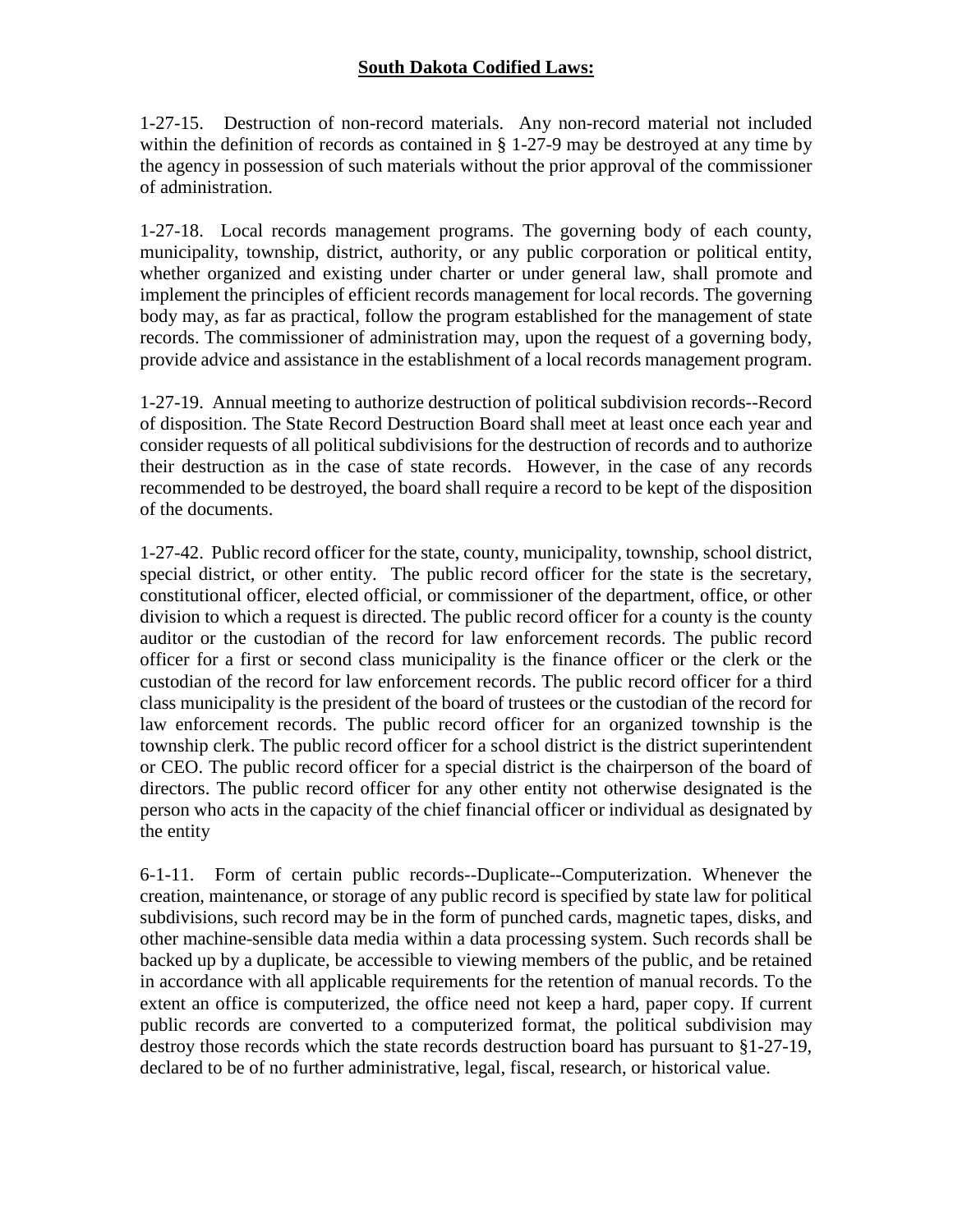**South Dakota Codified Laws:**

1-27-15. Destruction of non-record materials. Any non-record material not included within the definition of records as contained in § 1-27-9 may be destroyed at any time by the agency in possession of such materials without the prior approval of the commissioner of administration.

1-27-18. Local records management programs. The governing body of each county, municipality, township, district, authority, or any public corporation or political entity, whether organized and existing under charter or under general law, shall promote and implement the principles of efficient records management for local records. The governing body may, as far as practical, follow the program established for the management of state records. The commissioner of administration may, upon the request of a governing body, provide advice and assistance in the establishment of a local records management program.

1-27-19. Annual meeting to authorize destruction of political subdivision records--Record of disposition. The State Record Destruction Board shall meet at least once each year and consider requests of all political subdivisions for the destruction of records and to authorize their destruction as in the case of state records. However, in the case of any records recommended to be destroyed, the board shall require a record to be kept of the disposition of the documents.

1-27-42. Public record officer for the state, county, municipality, township, school district, special district, or other entity. The public record officer for the state is the secretary, constitutional officer, elected official, or commissioner of the department, office, or other division to which a request is directed. The public record officer for a county is the county auditor or the custodian of the record for law enforcement records. The public record officer for a first or second class municipality is the finance officer or the clerk or the custodian of the record for law enforcement records. The public record officer for a third class municipality is the president of the board of trustees or the custodian of the record for law enforcement records. The public record officer for an organized township is the township clerk. The public record officer for a school district is the district superintendent or CEO. The public record officer for a special district is the chairperson of the board of directors. The public record officer for any other entity not otherwise designated is the person who acts in the capacity of the chief financial officer or individual as designated by the entity

6-1-11. Form of certain public records--Duplicate--Computerization. Whenever the creation, maintenance, or storage of any public record is specified by state law for political subdivisions, such record may be in the form of punched cards, magnetic tapes, disks, and other machine-sensible data media within a data processing system. Such records shall be backed up by a duplicate, be accessible to viewing members of the public, and be retained in accordance with all applicable requirements for the retention of manual records. To the extent an office is computerized, the office need not keep a hard, paper copy. If current public records are converted to a computerized format, the political subdivision may destroy those records which the state records destruction board has pursuant to §1-27-19, declared to be of no further administrative, legal, fiscal, research, or historical value.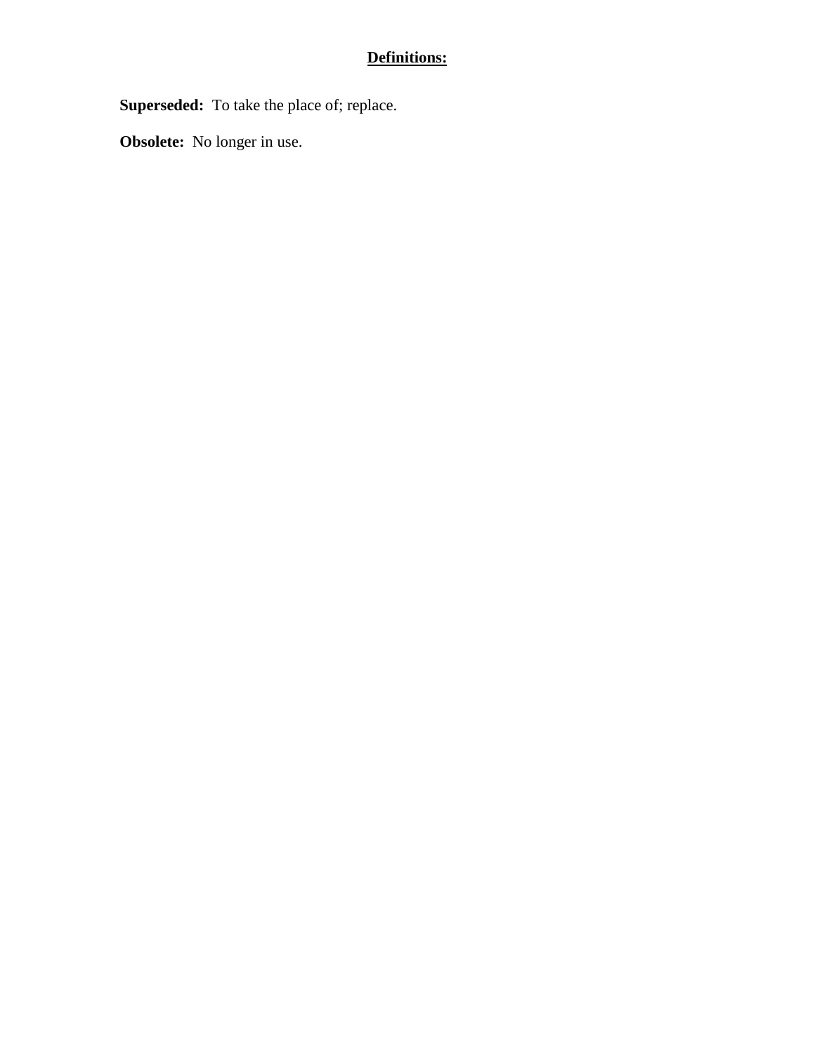## Definitions:

**Superseded:** To take the place of; replace.

**Obsolete:** No longer in use.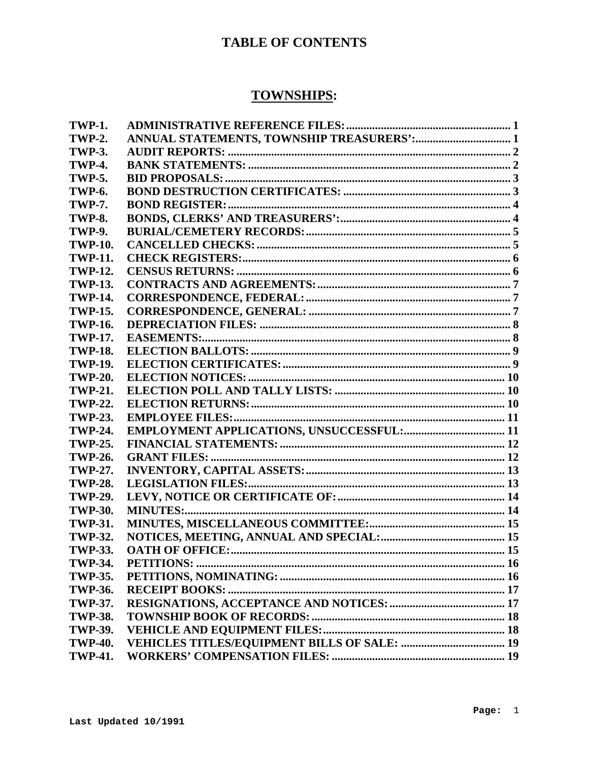# TABLE OF CONTENTS

## TOWNSHIPS:

| | | |
|---|---|---|
| **TWP-1.** | **ADMINISTRATIVE REFERENCE FILES:** | **1** |
| **TWP-2.** | **ANNUAL STATEMENTS, TOWNSHIP TREASURERS':** | **1** |
| **TWP-3.** | **AUDIT REPORTS:** | **2** |
| **TWP-4.** | **BANK STATEMENTS:** | **2** |
| **TWP-5.** | **BID PROPOSALS:** | **3** |
| **TWP-6.** | **BOND DESTRUCTION CERTIFICATES:** | **3** |
| **TWP-7.** | **BOND REGISTER:** | **4** |
| **TWP-8.** | **BONDS, CLERKS' AND TREASURERS':** | **4** |
| **TWP-9.** | **BURIAL/CEMETERY RECORDS:** | **5** |
| **TWP-10.** | **CANCELLED CHECKS:** | **5** |
| **TWP-11.** | **CHECK REGISTERS:** | **6** |
| **TWP-12.** | **CENSUS RETURNS:** | **6** |
| **TWP-13.** | **CONTRACTS AND AGREEMENTS:** | **7** |
| **TWP-14.** | **CORRESPONDENCE, FEDERAL:** | **7** |
| **TWP-15.** | **CORRESPONDENCE, GENERAL:** | **7** |
| **TWP-16.** | **DEPRECIATION FILES:** | **8** |
| **TWP-17.** | **EASEMENTS:** | **8** |
| **TWP-18.** | **ELECTION BALLOTS:** | **9** |
| **TWP-19.** | **ELECTION CERTIFICATES:** | **9** |
| **TWP-20.** | **ELECTION NOTICES:** | **10** |
| **TWP-21.** | **ELECTION POLL AND TALLY LISTS:** | **10** |
| **TWP-22.** | **ELECTION RETURNS:** | **10** |
| **TWP-23.** | **EMPLOYEE FILES:** | **11** |
| **TWP-24.** | **EMPLOYMENT APPLICATIONS, UNSUCCESSFUL:** | **11** |
| **TWP-25.** | **FINANCIAL STATEMENTS:** | **12** |
| **TWP-26.** | **GRANT FILES:** | **12** |
| **TWP-27.** | **INVENTORY, CAPITAL ASSETS:** | **13** |
| **TWP-28.** | **LEGISLATION FILES:** | **13** |
| **TWP-29.** | **LEVY, NOTICE OR CERTIFICATE OF:** | **14** |
| **TWP-30.** | **MINUTES:** | **14** |
| **TWP-31.** | **MINUTES, MISCELLANEOUS COMMITTEE:** | **15** |
| **TWP-32.** | **NOTICES, MEETING, ANNUAL AND SPECIAL:** | **15** |
| **TWP-33.** | **OATH OF OFFICE:** | **15** |
| **TWP-34.** | **PETITIONS:** | **16** |
| **TWP-35.** | **PETITIONS, NOMINATING:** | **16** |
| **TWP-36.** | **RECEIPT BOOKS:** | **17** |
| **TWP-37.** | **RESIGNATIONS, ACCEPTANCE AND NOTICES:** | **17** |
| **TWP-38.** | **TOWNSHIP BOOK OF RECORDS:** | **18** |
| **TWP-39.** | **VEHICLE AND EQUIPMENT FILES:** | **18** |
| **TWP-40.** | **VEHICLES TITLES/EQUIPMENT BILLS OF SALE:** | **19** |
| **TWP-41.** | **WORKERS' COMPENSATION FILES:** | **19** |

Last Updated 10/1991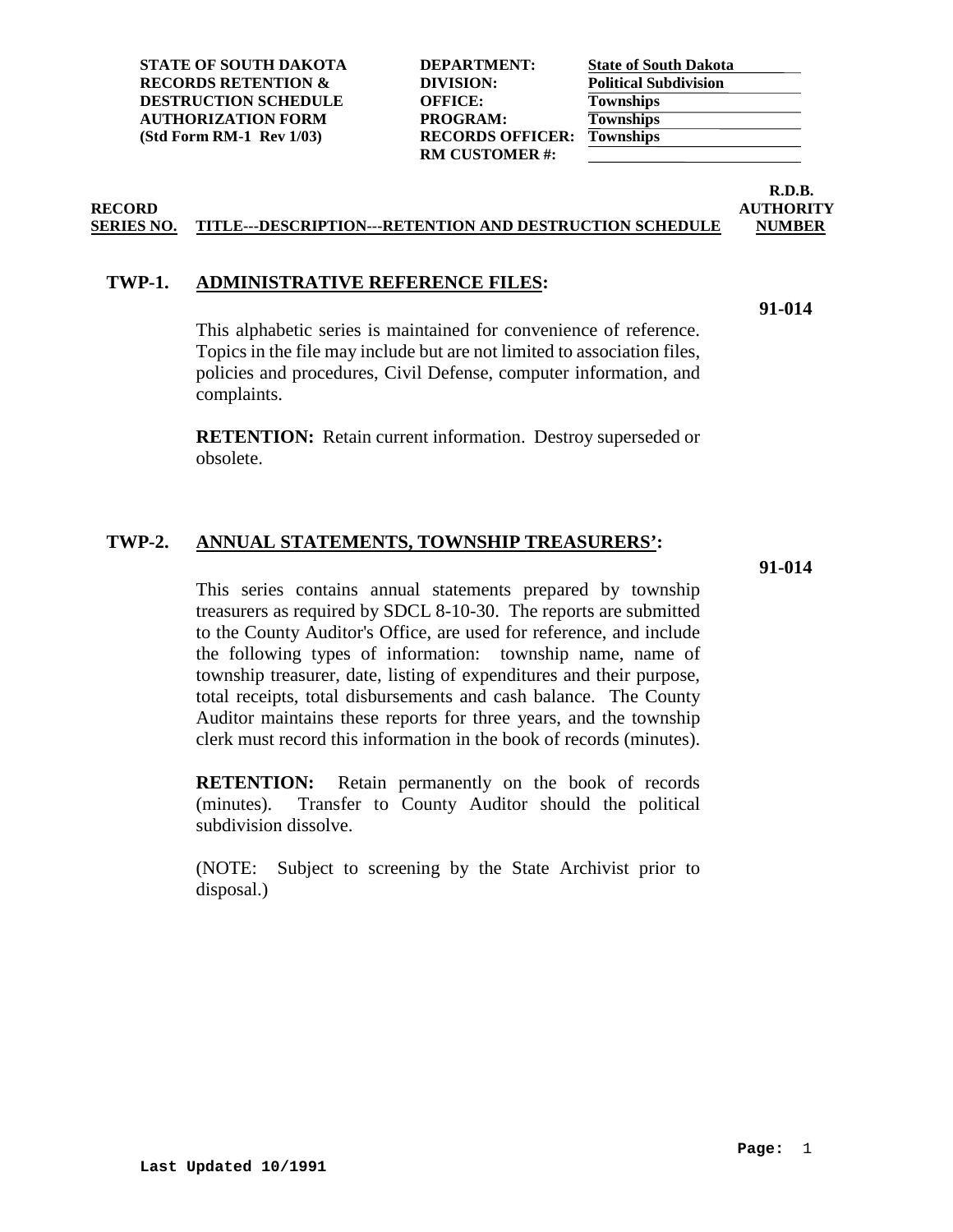| STATE OF SOUTH DAKOTA RECORDS RETENTION & DESTRUCTION SCHEDULE AUTHORIZATION FORM (Std Form RM-1 Rev 1/03) | | |
| --- | --- | --- |
| | DEPARTMENT: | State of South Dakota |
| | DIVISION: | Political Subdivision |
| | OFFICE: | Townships |
| | PROGRAM: | Townships |
| | RECORDS OFFICER: | Townships |
| | RM CUSTOMER #: | |

| RECORD SERIES NO. | TITLE---DESCRIPTION---RETENTION AND DESTRUCTION SCHEDULE | R.D.B. AUTHORITY NUMBER |
| --- | --- | --- |

**TWP-1. ADMINISTRATIVE REFERENCE FILES:** **91-014**

This alphabetic series is maintained for convenience of reference. Topics in the file may include but are not limited to association files, policies and procedures, Civil Defense, computer information, and complaints.

**RETENTION:** Retain current information. Destroy superseded or obsolete.

**TWP-2. ANNUAL STATEMENTS, TOWNSHIP TREASURERS':** **91-014**

This series contains annual statements prepared by township treasurers as required by SDCL 8-10-30. The reports are submitted to the County Auditor's Office, are used for reference, and include the following types of information: township name, name of township treasurer, date, listing of expenditures and their purpose, total receipts, total disbursements and cash balance. The County Auditor maintains these reports for three years, and the township clerk must record this information in the book of records (minutes).

**RETENTION:** Retain permanently on the book of records (minutes). Transfer to County Auditor should the political subdivision dissolve.

(NOTE: Subject to screening by the State Archivist prior to disposal.)

Last Updated 10/1991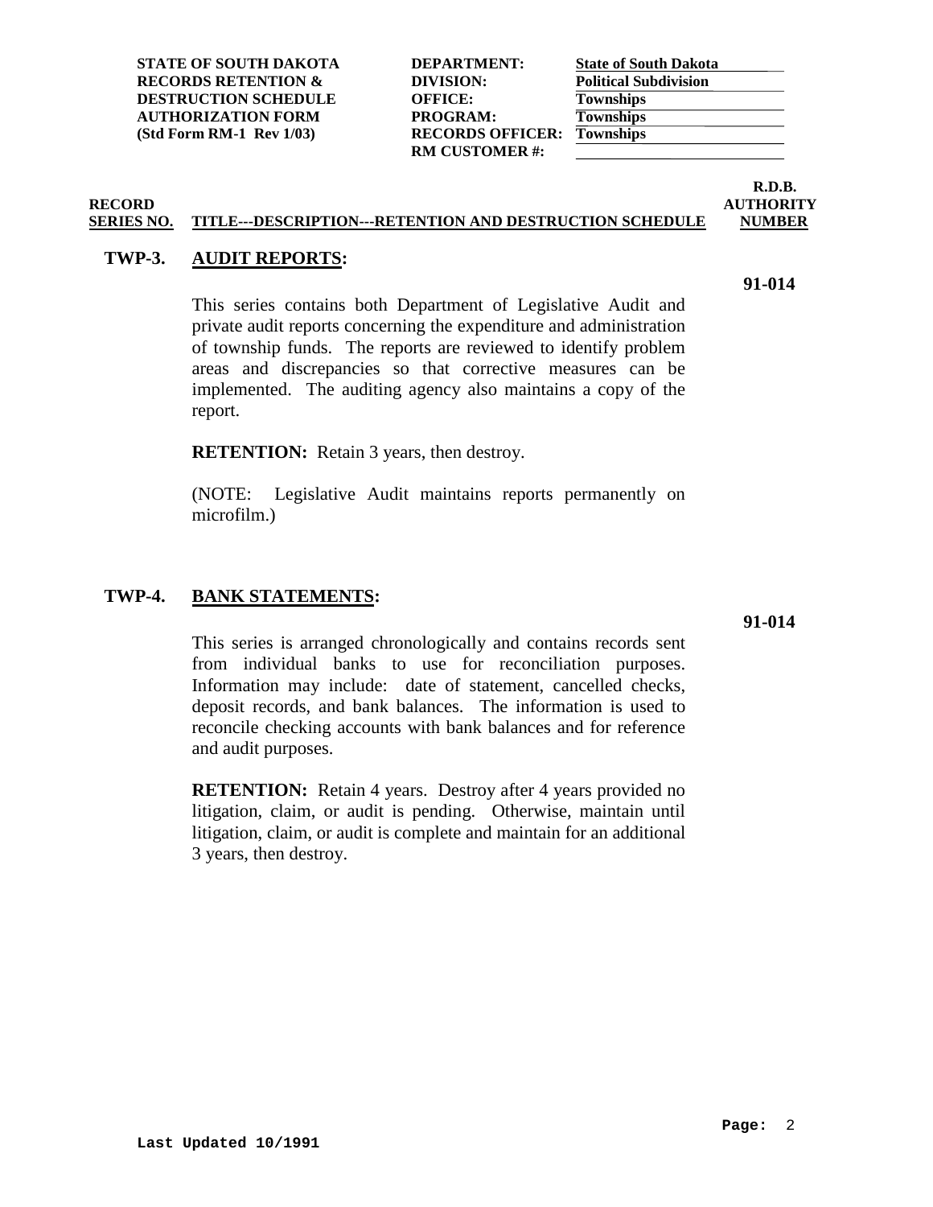| | | | |
|---|---|---|---|
| **STATE OF SOUTH DAKOTA** | **DEPARTMENT:** | **State of South Dakota** |
| **RECORDS RETENTION &** | **DIVISION:** | **Political Subdivision** |
| **DESTRUCTION SCHEDULE** | **OFFICE:** | **Townships** |
| **AUTHORIZATION FORM** | **PROGRAM:** | **Townships** |
| **(Std Form RM-1 Rev 1/03)** | **RECORDS OFFICER:** | **Townships** |
| | **RM CUSTOMER #:** | |

| RECORD SERIES NO. | TITLE---DESCRIPTION---RETENTION AND DESTRUCTION SCHEDULE | R.D.B. AUTHORITY NUMBER |
|---|---|---|

## TWP-3. AUDIT REPORTS:

**91-014**

This series contains both Department of Legislative Audit and private audit reports concerning the expenditure and administration of township funds. The reports are reviewed to identify problem areas and discrepancies so that corrective measures can be implemented. The auditing agency also maintains a copy of the report.

**RETENTION:** Retain 3 years, then destroy.

(NOTE: Legislative Audit maintains reports permanently on microfilm.)

## TWP-4. BANK STATEMENTS:

**91-014**

This series is arranged chronologically and contains records sent from individual banks to use for reconciliation purposes. Information may include: date of statement, cancelled checks, deposit records, and bank balances. The information is used to reconcile checking accounts with bank balances and for reference and audit purposes.

**RETENTION:** Retain 4 years. Destroy after 4 years provided no litigation, claim, or audit is pending. Otherwise, maintain until litigation, claim, or audit is complete and maintain for an additional 3 years, then destroy.

**Last Updated 10/1991**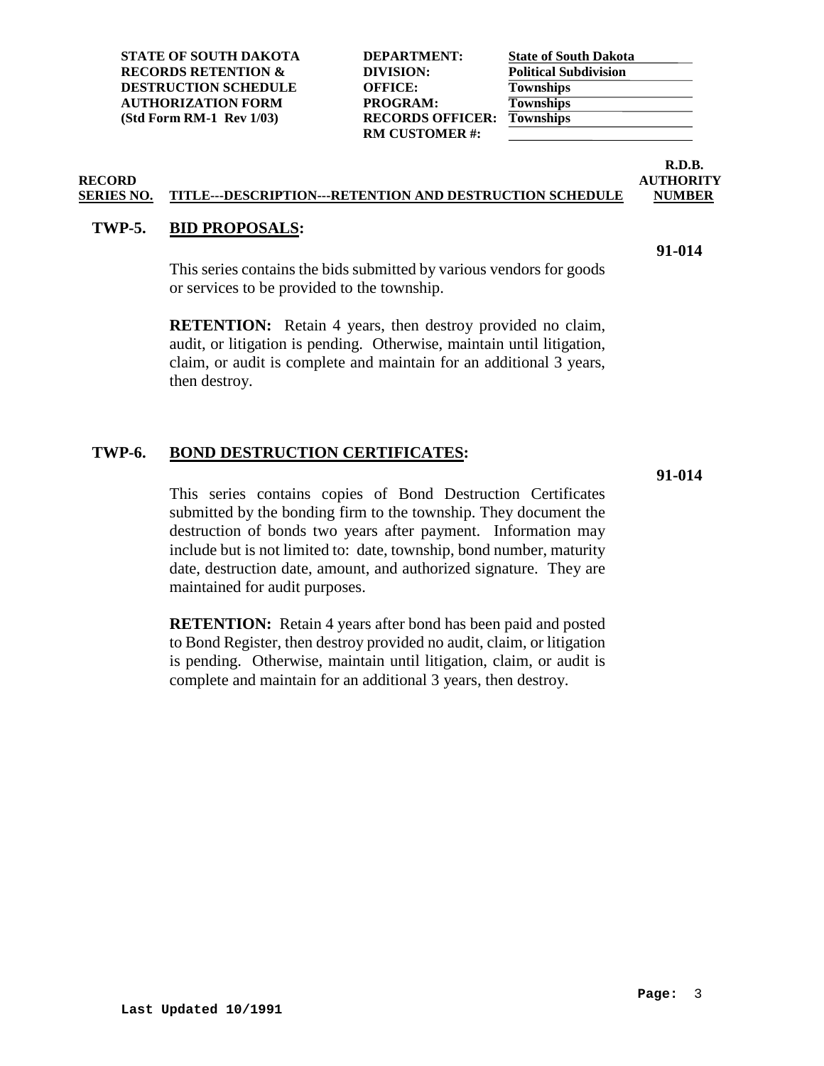| | | | |
|---|---|---|---|
| **STATE OF SOUTH DAKOTA** | **DEPARTMENT:** | **State of South Dakota** | |
| **RECORDS RETENTION &** | **DIVISION:** | **Political Subdivision** | |
| **DESTRUCTION SCHEDULE** | **OFFICE:** | **Townships** | |
| **AUTHORIZATION FORM** | **PROGRAM:** | **Townships** | |
| **(Std Form RM-1 Rev 1/03)** | **RECORDS OFFICER:** | **Townships** | |
| | **RM CUSTOMER #:** | | |

| RECORD SERIES NO. | TITLE---DESCRIPTION---RETENTION AND DESTRUCTION SCHEDULE | R.D.B. AUTHORITY NUMBER |
|---|---|---|

## TWP-5. BID PROPOSALS:

**91-014**

This series contains the bids submitted by various vendors for goods or services to be provided to the township.

**RETENTION:** Retain 4 years, then destroy provided no claim, audit, or litigation is pending. Otherwise, maintain until litigation, claim, or audit is complete and maintain for an additional 3 years, then destroy.

## TWP-6. BOND DESTRUCTION CERTIFICATES:

**91-014**

This series contains copies of Bond Destruction Certificates submitted by the bonding firm to the township. They document the destruction of bonds two years after payment. Information may include but is not limited to: date, township, bond number, maturity date, destruction date, amount, and authorized signature. They are maintained for audit purposes.

**RETENTION:** Retain 4 years after bond has been paid and posted to Bond Register, then destroy provided no audit, claim, or litigation is pending. Otherwise, maintain until litigation, claim, or audit is complete and maintain for an additional 3 years, then destroy.

**Last Updated 10/1991**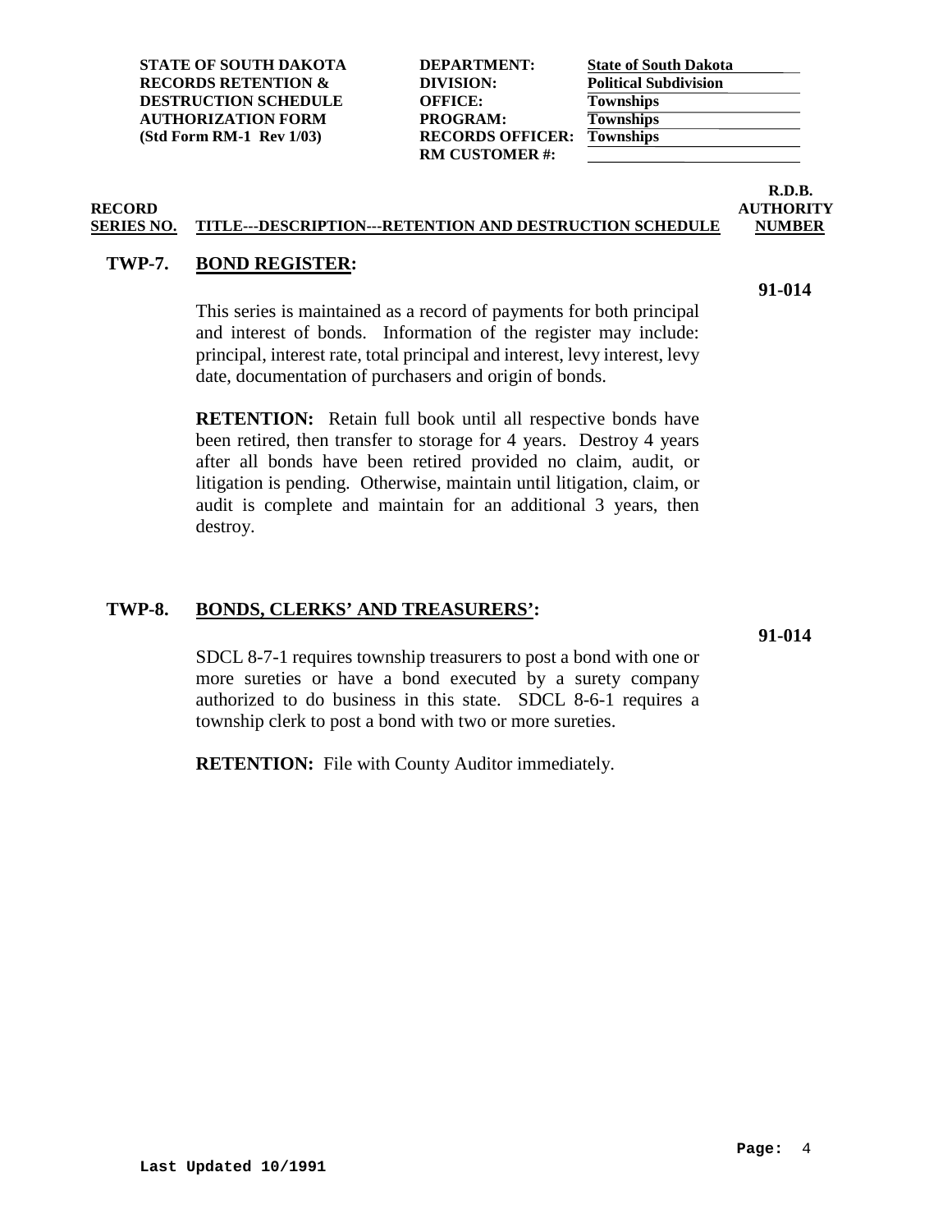| STATE OF SOUTH DAKOTA | DEPARTMENT: | State of South Dakota |
| --- | --- | --- |
| RECORDS RETENTION & | DIVISION: | Political Subdivision |
| DESTRUCTION SCHEDULE | OFFICE: | Townships |
| AUTHORIZATION FORM | PROGRAM: | Townships |
| (Std Form RM-1 Rev 1/03) | RECORDS OFFICER: | Townships |
| | RM CUSTOMER #: | |

| RECORD SERIES NO. | TITLE---DESCRIPTION---RETENTION AND DESTRUCTION SCHEDULE | R.D.B. AUTHORITY NUMBER |
| --- | --- | --- |

**TWP-7. BOND REGISTER:** — **91-014**

This series is maintained as a record of payments for both principal and interest of bonds. Information of the register may include: principal, interest rate, total principal and interest, levy interest, levy date, documentation of purchasers and origin of bonds.

**RETENTION:** Retain full book until all respective bonds have been retired, then transfer to storage for 4 years. Destroy 4 years after all bonds have been retired provided no claim, audit, or litigation is pending. Otherwise, maintain until litigation, claim, or audit is complete and maintain for an additional 3 years, then destroy.

**TWP-8. BONDS, CLERKS' AND TREASURERS':** — **91-014**

SDCL 8-7-1 requires township treasurers to post a bond with one or more sureties or have a bond executed by a surety company authorized to do business in this state. SDCL 8-6-1 requires a township clerk to post a bond with two or more sureties.

**RETENTION:** File with County Auditor immediately.

Last Updated 10/1991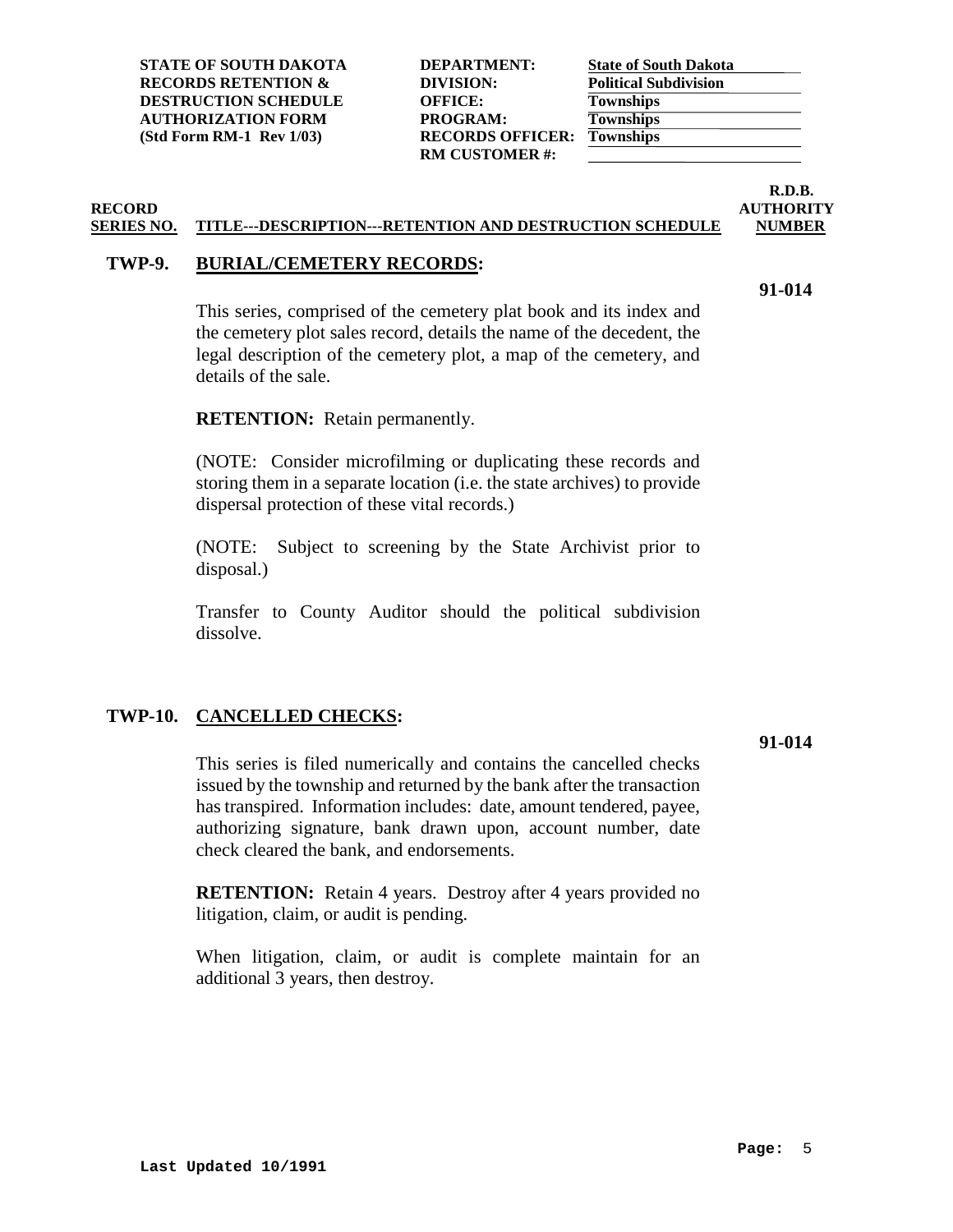| STATE OF SOUTH DAKOTA RECORDS RETENTION & DESTRUCTION SCHEDULE AUTHORIZATION FORM (Std Form RM-1 Rev 1/03) | DEPARTMENT: | State of South Dakota |
| --- | --- | --- |
| | DIVISION: | Political Subdivision |
| | OFFICE: | Townships |
| | PROGRAM: | Townships |
| | RECORDS OFFICER: | Townships |
| | RM CUSTOMER #: | |

| RECORD SERIES NO. | TITLE---DESCRIPTION---RETENTION AND DESTRUCTION SCHEDULE | R.D.B. AUTHORITY NUMBER |
| --- | --- | --- |

## TWP-9. BURIAL/CEMETERY RECORDS:

**91-014**

This series, comprised of the cemetery plat book and its index and the cemetery plot sales record, details the name of the decedent, the legal description of the cemetery plot, a map of the cemetery, and details of the sale.

**RETENTION:** Retain permanently.

(NOTE: Consider microfilming or duplicating these records and storing them in a separate location (i.e. the state archives) to provide dispersal protection of these vital records.)

(NOTE: Subject to screening by the State Archivist prior to disposal.)

Transfer to County Auditor should the political subdivision dissolve.

## TWP-10. CANCELLED CHECKS:

**91-014**

This series is filed numerically and contains the cancelled checks issued by the township and returned by the bank after the transaction has transpired. Information includes: date, amount tendered, payee, authorizing signature, bank drawn upon, account number, date check cleared the bank, and endorsements.

**RETENTION:** Retain 4 years. Destroy after 4 years provided no litigation, claim, or audit is pending.

When litigation, claim, or audit is complete maintain for an additional 3 years, then destroy.

Last Updated 10/1991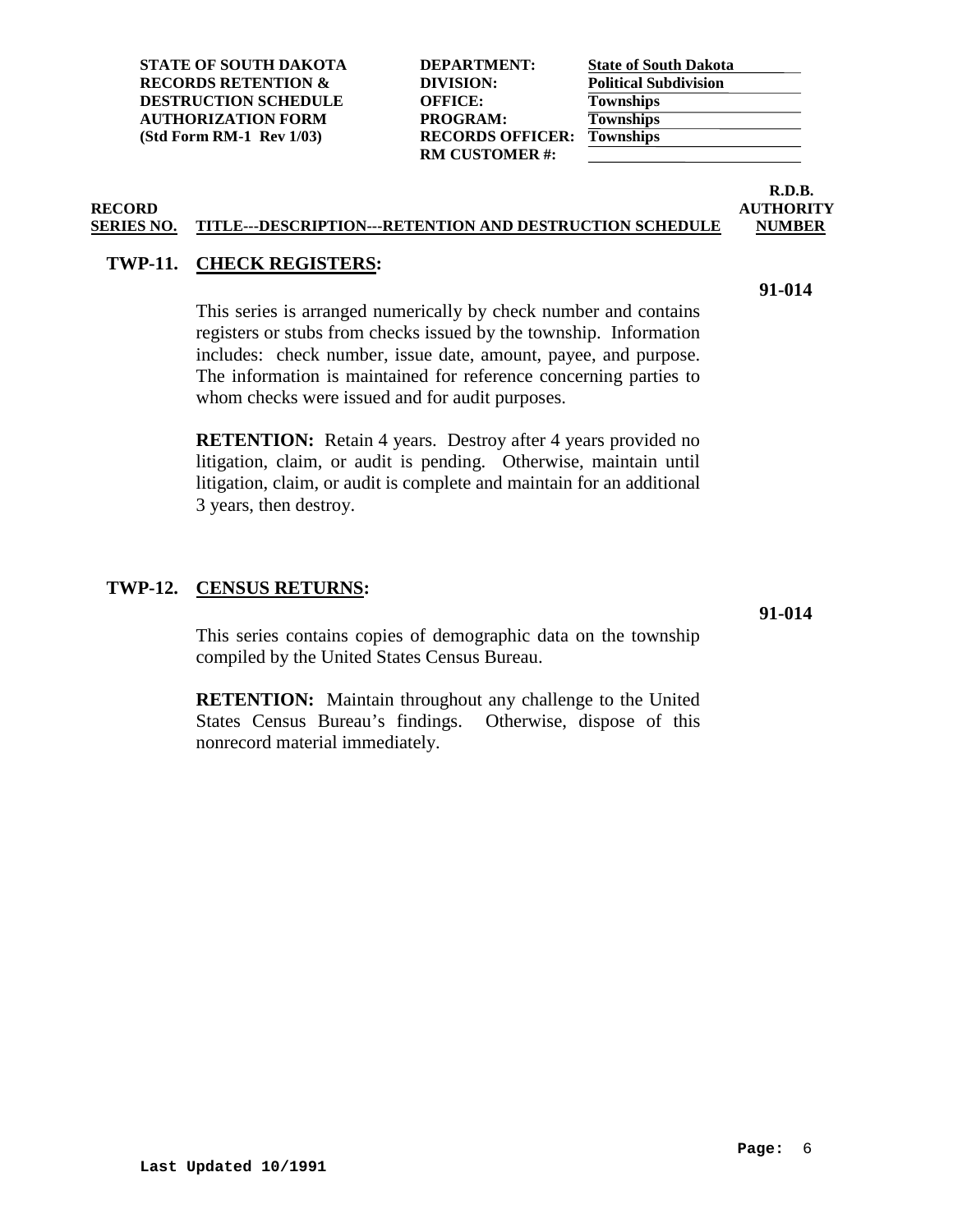| STATE OF SOUTH DAKOTA RECORDS RETENTION & DESTRUCTION SCHEDULE AUTHORIZATION FORM (Std Form RM-1 Rev 1/03) | | |
|---|---|---|
| | DEPARTMENT: | State of South Dakota |
| | DIVISION: | Political Subdivision |
| | OFFICE: | Townships |
| | PROGRAM: | Townships |
| | RECORDS OFFICER: | Townships |
| | RM CUSTOMER #: | |

| RECORD SERIES NO. | TITLE---DESCRIPTION---RETENTION AND DESTRUCTION SCHEDULE | R.D.B. AUTHORITY NUMBER |
|---|---|---|

**TWP-11. CHECK REGISTERS:** **91-014**

This series is arranged numerically by check number and contains registers or stubs from checks issued by the township. Information includes: check number, issue date, amount, payee, and purpose. The information is maintained for reference concerning parties to whom checks were issued and for audit purposes.

**RETENTION:** Retain 4 years. Destroy after 4 years provided no litigation, claim, or audit is pending. Otherwise, maintain until litigation, claim, or audit is complete and maintain for an additional 3 years, then destroy.

**TWP-12. CENSUS RETURNS:** **91-014**

This series contains copies of demographic data on the township compiled by the United States Census Bureau.

**RETENTION:** Maintain throughout any challenge to the United States Census Bureau's findings. Otherwise, dispose of this nonrecord material immediately.

Last Updated 10/1991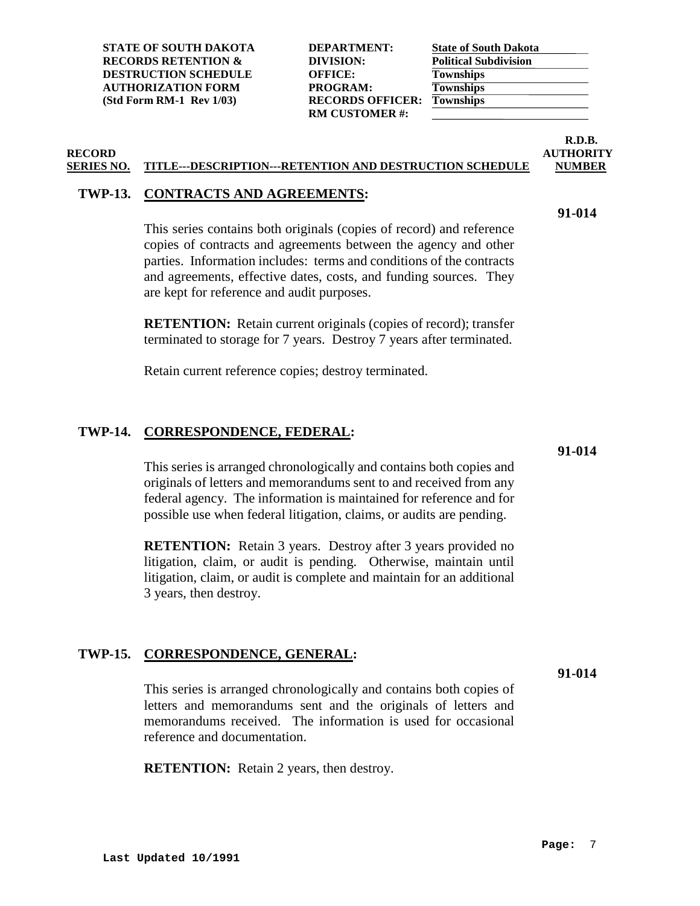| STATE OF SOUTH DAKOTA RECORDS RETENTION & DESTRUCTION SCHEDULE AUTHORIZATION FORM (Std Form RM-1 Rev 1/03) | DEPARTMENT: | State of South Dakota |
|---|---|---|
| | DIVISION: | Political Subdivision |
| | OFFICE: | Townships |
| | PROGRAM: | Townships |
| | RECORDS OFFICER: | Townships |
| | RM CUSTOMER #: | |

| RECORD SERIES NO. | TITLE---DESCRIPTION---RETENTION AND DESTRUCTION SCHEDULE | R.D.B. AUTHORITY NUMBER |
|---|---|---|

**TWP-13. CONTRACTS AND AGREEMENTS:**

**91-014**

This series contains both originals (copies of record) and reference copies of contracts and agreements between the agency and other parties. Information includes: terms and conditions of the contracts and agreements, effective dates, costs, and funding sources. They are kept for reference and audit purposes.

**RETENTION:** Retain current originals (copies of record); transfer terminated to storage for 7 years. Destroy 7 years after terminated.

Retain current reference copies; destroy terminated.

**TWP-14. CORRESPONDENCE, FEDERAL:**

**91-014**

This series is arranged chronologically and contains both copies and originals of letters and memorandums sent to and received from any federal agency. The information is maintained for reference and for possible use when federal litigation, claims, or audits are pending.

**RETENTION:** Retain 3 years. Destroy after 3 years provided no litigation, claim, or audit is pending. Otherwise, maintain until litigation, claim, or audit is complete and maintain for an additional 3 years, then destroy.

**TWP-15. CORRESPONDENCE, GENERAL:**

**91-014**

This series is arranged chronologically and contains both copies of letters and memorandums sent and the originals of letters and memorandums received. The information is used for occasional reference and documentation.

**RETENTION:** Retain 2 years, then destroy.

Last Updated 10/1991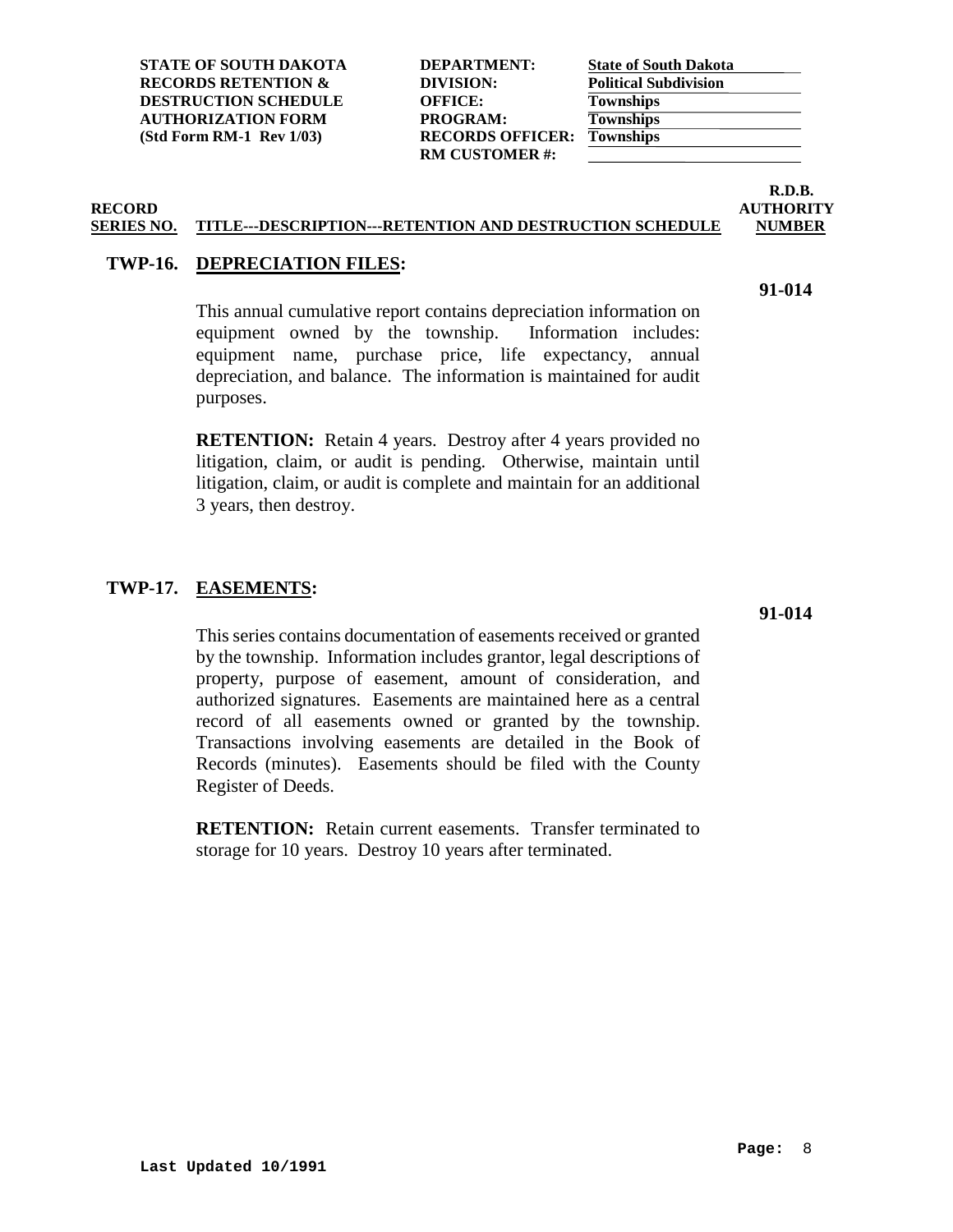**STATE OF SOUTH DAKOTA**
**RECORDS RETENTION &**
**DESTRUCTION SCHEDULE**
**AUTHORIZATION FORM**
**(Std Form RM-1 Rev 1/03)**

| | |
|---|---|
| **DEPARTMENT:** | **State of South Dakota** |
| **DIVISION:** | **Political Subdivision** |
| **OFFICE:** | **Townships** |
| **PROGRAM:** | **Townships** |
| **RECORDS OFFICER:** | **Townships** |
| **RM CUSTOMER #:** | |

| RECORD SERIES NO. | TITLE---DESCRIPTION---RETENTION AND DESTRUCTION SCHEDULE | R.D.B. AUTHORITY NUMBER |
|---|---|---|

## TWP-16. DEPRECIATION FILES:

**91-014**

This annual cumulative report contains depreciation information on equipment owned by the township. Information includes: equipment name, purchase price, life expectancy, annual depreciation, and balance. The information is maintained for audit purposes.

**RETENTION:** Retain 4 years. Destroy after 4 years provided no litigation, claim, or audit is pending. Otherwise, maintain until litigation, claim, or audit is complete and maintain for an additional 3 years, then destroy.

## TWP-17. EASEMENTS:

**91-014**

This series contains documentation of easements received or granted by the township. Information includes grantor, legal descriptions of property, purpose of easement, amount of consideration, and authorized signatures. Easements are maintained here as a central record of all easements owned or granted by the township. Transactions involving easements are detailed in the Book of Records (minutes). Easements should be filed with the County Register of Deeds.

**RETENTION:** Retain current easements. Transfer terminated to storage for 10 years. Destroy 10 years after terminated.

**Last Updated 10/1991**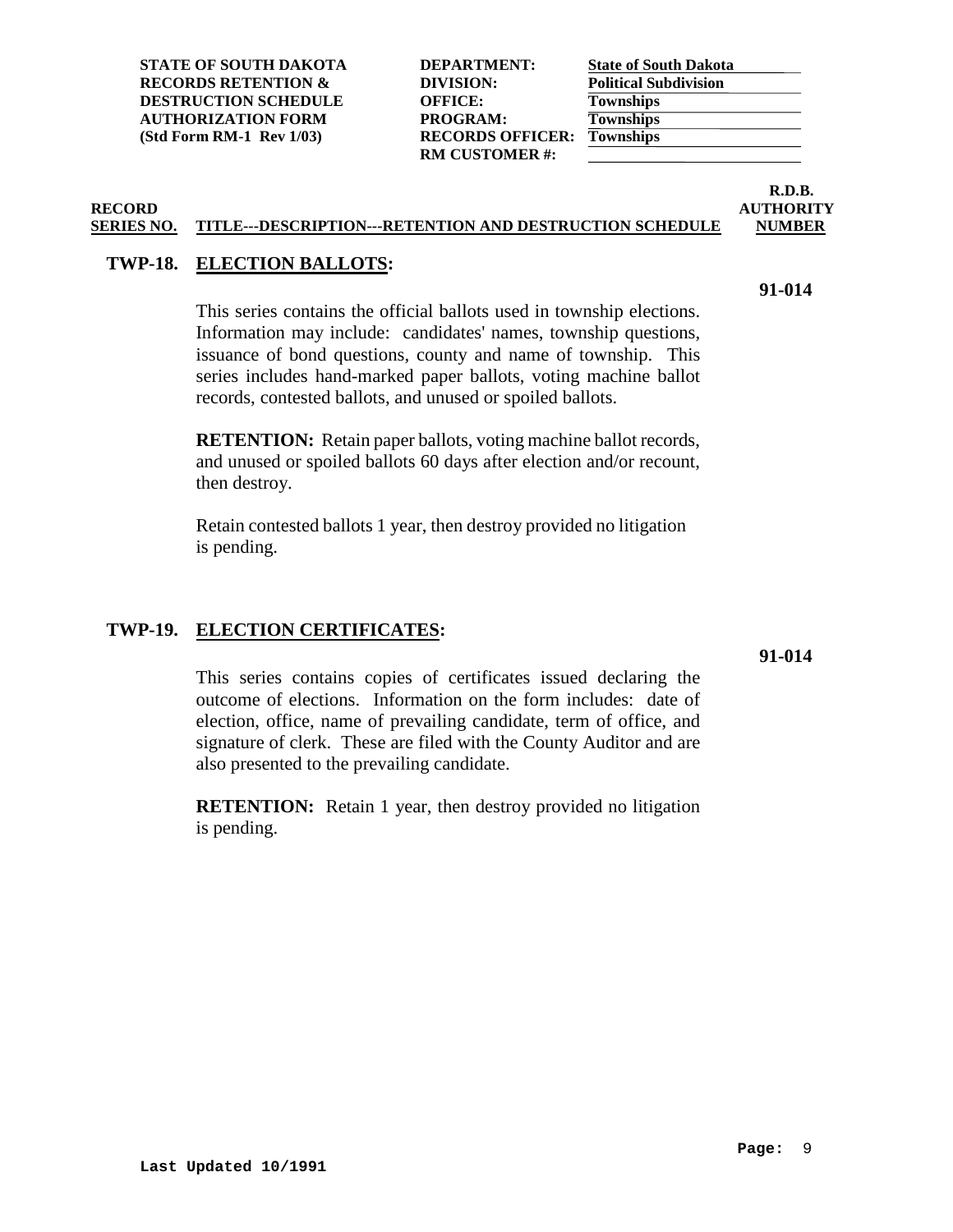| | | |
|---|---|---|
| **STATE OF SOUTH DAKOTA RECORDS RETENTION & DESTRUCTION SCHEDULE AUTHORIZATION FORM (Std Form RM-1 Rev 1/03)** | **DEPARTMENT:** | **State of South Dakota** |
| | **DIVISION:** | **Political Subdivision** |
| | **OFFICE:** | **Townships** |
| | **PROGRAM:** | **Townships** |
| | **RECORDS OFFICER:** | **Townships** |
| | **RM CUSTOMER #:** | |

| RECORD SERIES NO. | TITLE---DESCRIPTION---RETENTION AND DESTRUCTION SCHEDULE | R.D.B. AUTHORITY NUMBER |
|---|---|---|

## TWP-18. ELECTION BALLOTS:

**91-014**

This series contains the official ballots used in township elections. Information may include: candidates' names, township questions, issuance of bond questions, county and name of township. This series includes hand-marked paper ballots, voting machine ballot records, contested ballots, and unused or spoiled ballots.

**RETENTION:** Retain paper ballots, voting machine ballot records, and unused or spoiled ballots 60 days after election and/or recount, then destroy.

Retain contested ballots 1 year, then destroy provided no litigation is pending.

## TWP-19. ELECTION CERTIFICATES:

**91-014**

This series contains copies of certificates issued declaring the outcome of elections. Information on the form includes: date of election, office, name of prevailing candidate, term of office, and signature of clerk. These are filed with the County Auditor and are also presented to the prevailing candidate.

**RETENTION:** Retain 1 year, then destroy provided no litigation is pending.

**Last Updated 10/1991**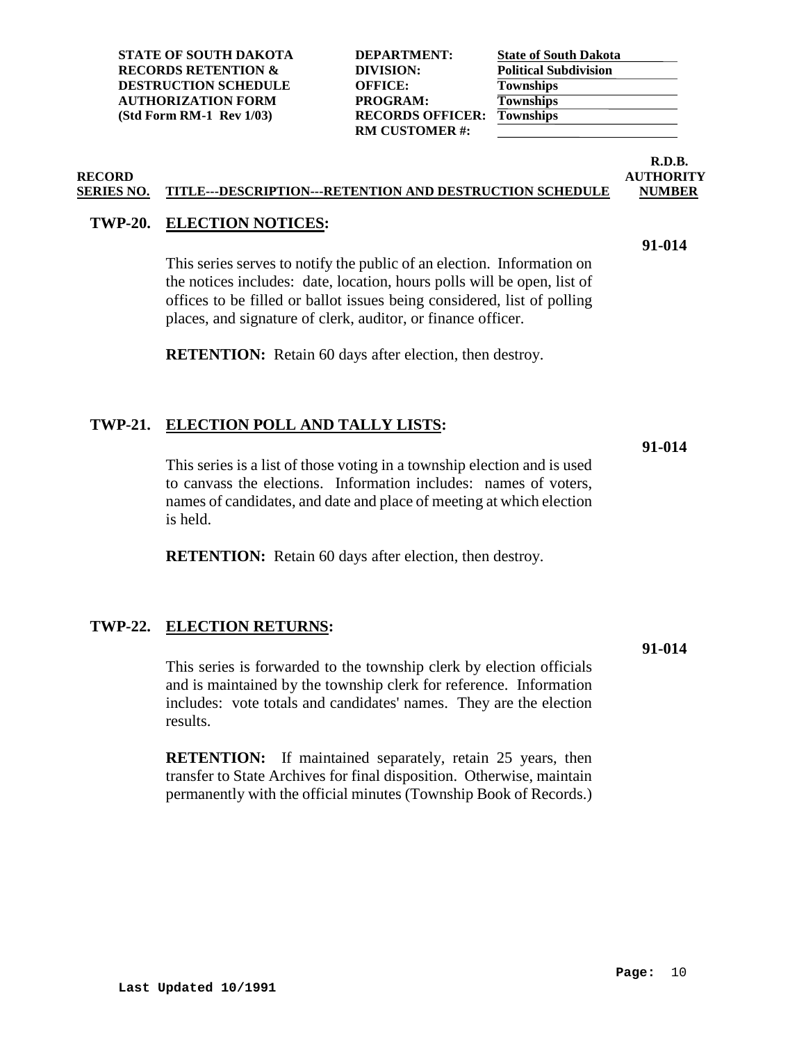| STATE OF SOUTH DAKOTA | DEPARTMENT: | State of South Dakota |
|---|---|---|
| RECORDS RETENTION & | DIVISION: | Political Subdivision |
| DESTRUCTION SCHEDULE | OFFICE: | Townships |
| AUTHORIZATION FORM | PROGRAM: | Townships |
| (Std Form RM-1 Rev 1/03) | RECORDS OFFICER: | Townships |
| | RM CUSTOMER #: | |

**RECORD SERIES NO.** | **TITLE---DESCRIPTION---RETENTION AND DESTRUCTION SCHEDULE** | **R.D.B. AUTHORITY NUMBER**

**TWP-20. ELECTION NOTICES:** **91-014**

This series serves to notify the public of an election. Information on the notices includes: date, location, hours polls will be open, list of offices to be filled or ballot issues being considered, list of polling places, and signature of clerk, auditor, or finance officer.

**RETENTION:** Retain 60 days after election, then destroy.

**TWP-21. ELECTION POLL AND TALLY LISTS:** **91-014**

This series is a list of those voting in a township election and is used to canvass the elections. Information includes: names of voters, names of candidates, and date and place of meeting at which election is held.

**RETENTION:** Retain 60 days after election, then destroy.

**TWP-22. ELECTION RETURNS:** **91-014**

This series is forwarded to the township clerk by election officials and is maintained by the township clerk for reference. Information includes: vote totals and candidates' names. They are the election results.

**RETENTION:** If maintained separately, retain 25 years, then transfer to State Archives for final disposition. Otherwise, maintain permanently with the official minutes (Township Book of Records.)

Last Updated 10/1991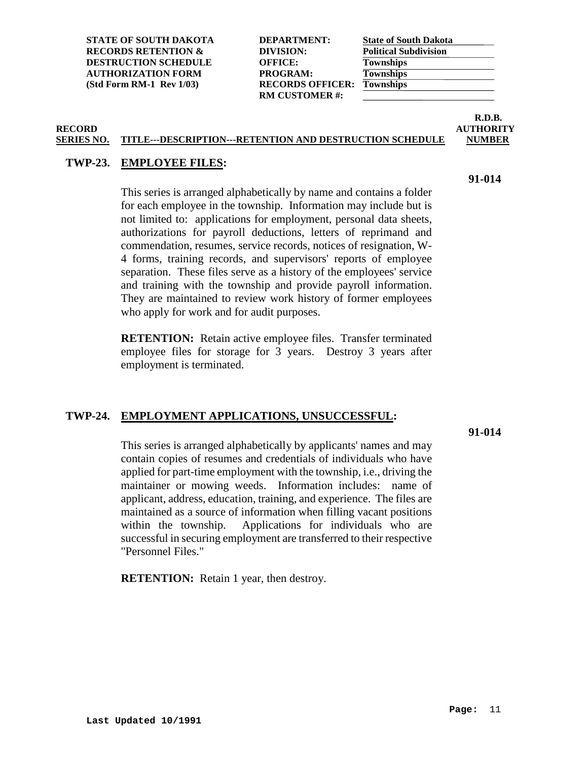**STATE OF SOUTH DAKOTA**
**RECORDS RETENTION &**
**DESTRUCTION SCHEDULE**
**AUTHORIZATION FORM**
**(Std Form RM-1 Rev 1/03)**

| | |
|---|---|
| **DEPARTMENT:** | **State of South Dakota** |
| **DIVISION:** | **Political Subdivision** |
| **OFFICE:** | **Townships** |
| **PROGRAM:** | **Townships** |
| **RECORDS OFFICER:** | **Townships** |
| **RM CUSTOMER #:** | |

| RECORD SERIES NO. | TITLE---DESCRIPTION---RETENTION AND DESTRUCTION SCHEDULE | R.D.B. AUTHORITY NUMBER |
|---|---|---|

**TWP-23. EMPLOYEE FILES:** **91-014**

This series is arranged alphabetically by name and contains a folder for each employee in the township. Information may include but is not limited to: applications for employment, personal data sheets, authorizations for payroll deductions, letters of reprimand and commendation, resumes, service records, notices of resignation, W-4 forms, training records, and supervisors' reports of employee separation. These files serve as a history of the employees' service and training with the township and provide payroll information. They are maintained to review work history of former employees who apply for work and for audit purposes.

**RETENTION:** Retain active employee files. Transfer terminated employee files for storage for 3 years. Destroy 3 years after employment is terminated.

**TWP-24. EMPLOYMENT APPLICATIONS, UNSUCCESSFUL:** **91-014**

This series is arranged alphabetically by applicants' names and may contain copies of resumes and credentials of individuals who have applied for part-time employment with the township, i.e., driving the maintainer or mowing weeds. Information includes: name of applicant, address, education, training, and experience. The files are maintained as a source of information when filling vacant positions within the township. Applications for individuals who are successful in securing employment are transferred to their respective "Personnel Files."

**RETENTION:** Retain 1 year, then destroy.

**Last Updated 10/1991**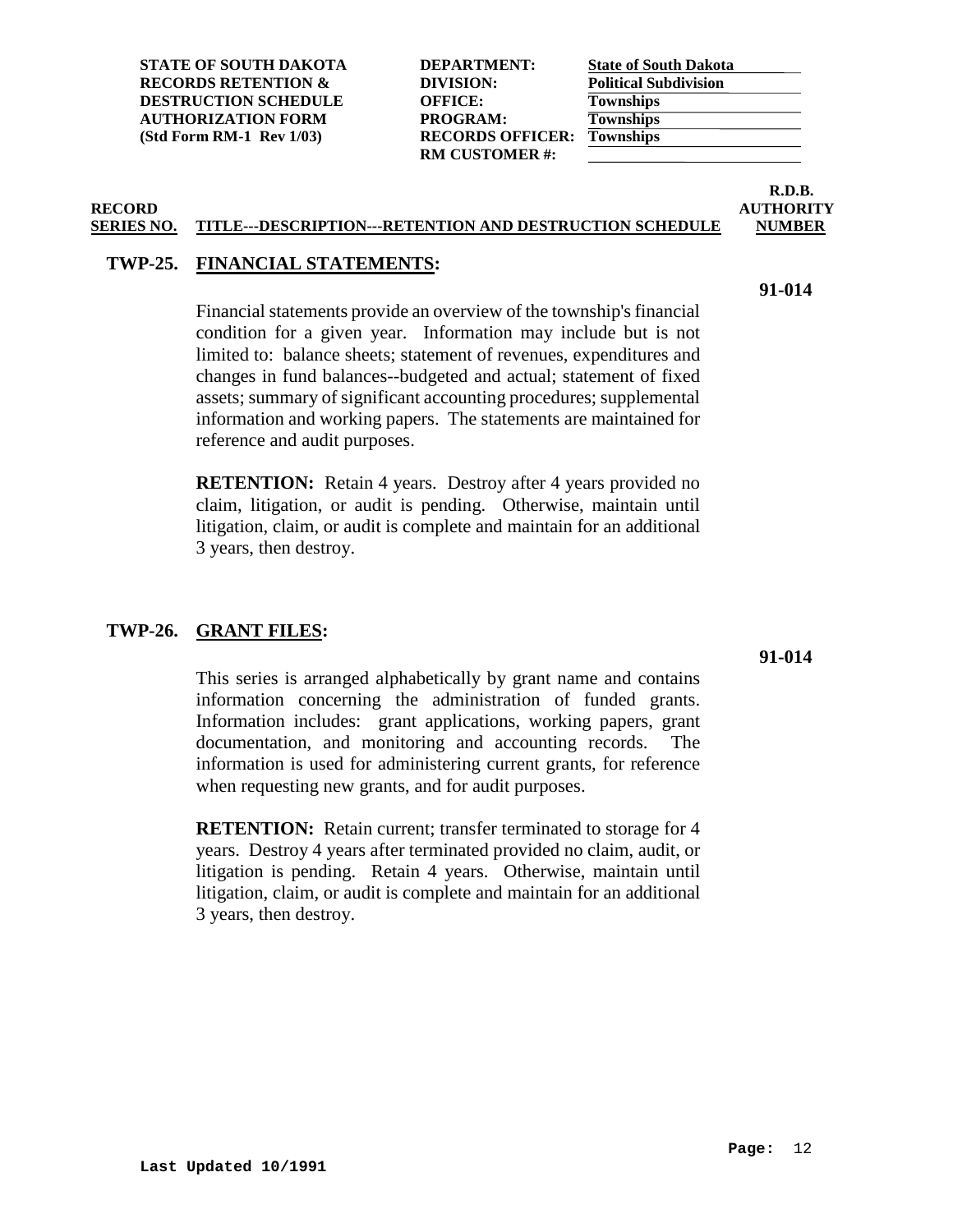| STATE OF SOUTH DAKOTA RECORDS RETENTION & DESTRUCTION SCHEDULE AUTHORIZATION FORM (Std Form RM-1 Rev 1/03) | | |
|---|---|---|
| | DEPARTMENT: | State of South Dakota |
| | DIVISION: | Political Subdivision |
| | OFFICE: | Townships |
| | PROGRAM: | Townships |
| | RECORDS OFFICER: | Townships |
| | RM CUSTOMER #: | |

| RECORD SERIES NO. | TITLE---DESCRIPTION---RETENTION AND DESTRUCTION SCHEDULE | R.D.B. AUTHORITY NUMBER |
|---|---|---|

## TWP-25. FINANCIAL STATEMENTS:

**91-014**

Financial statements provide an overview of the township's financial condition for a given year. Information may include but is not limited to: balance sheets; statement of revenues, expenditures and changes in fund balances--budgeted and actual; statement of fixed assets; summary of significant accounting procedures; supplemental information and working papers. The statements are maintained for reference and audit purposes.

**RETENTION:** Retain 4 years. Destroy after 4 years provided no claim, litigation, or audit is pending. Otherwise, maintain until litigation, claim, or audit is complete and maintain for an additional 3 years, then destroy.

## TWP-26. GRANT FILES:

**91-014**

This series is arranged alphabetically by grant name and contains information concerning the administration of funded grants. Information includes: grant applications, working papers, grant documentation, and monitoring and accounting records. The information is used for administering current grants, for reference when requesting new grants, and for audit purposes.

**RETENTION:** Retain current; transfer terminated to storage for 4 years. Destroy 4 years after terminated provided no claim, audit, or litigation is pending. Retain 4 years. Otherwise, maintain until litigation, claim, or audit is complete and maintain for an additional 3 years, then destroy.

**Last Updated 10/1991**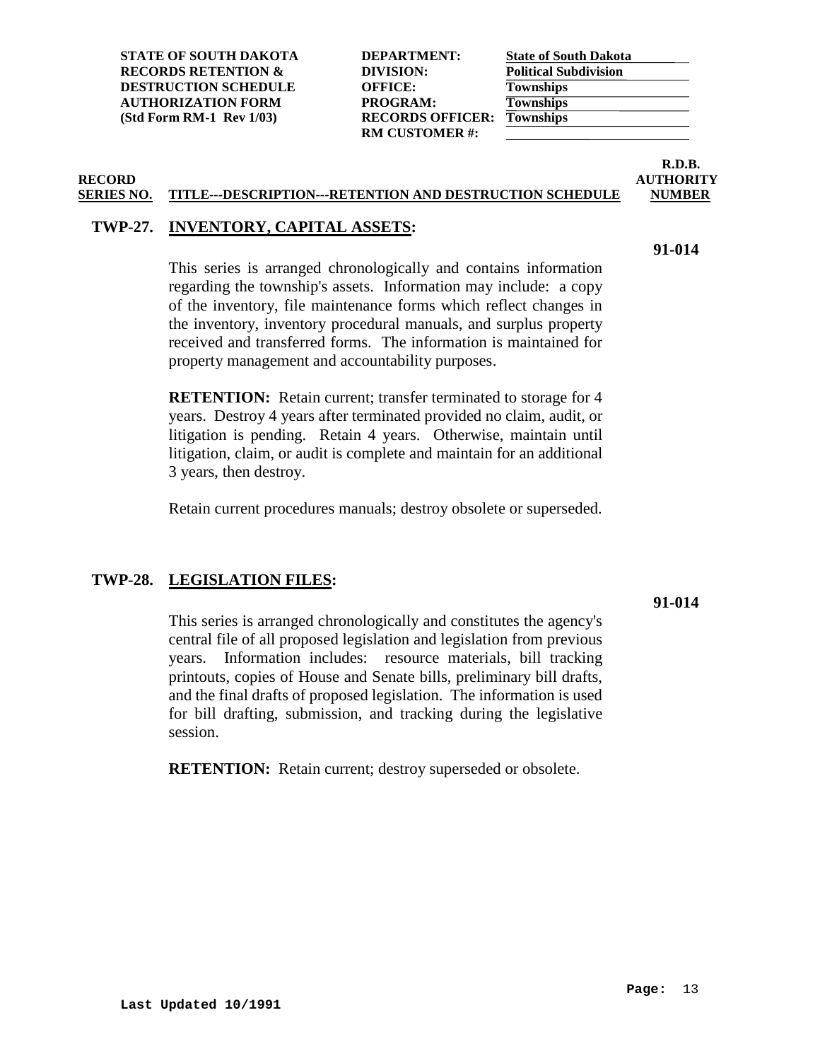| STATE OF SOUTH DAKOTA<br>RECORDS RETENTION &<br>DESTRUCTION SCHEDULE<br>AUTHORIZATION FORM<br>(Std Form RM-1 Rev 1/03) | DEPARTMENT: | State of South Dakota |
|---|---|---|
| | DIVISION: | Political Subdivision |
| | OFFICE: | Townships |
| | PROGRAM: | Townships |
| | RECORDS OFFICER: | Townships |
| | RM CUSTOMER #: | |

| RECORD SERIES NO. | TITLE---DESCRIPTION---RETENTION AND DESTRUCTION SCHEDULE | R.D.B. AUTHORITY NUMBER |
|---|---|---|

## TWP-27. INVENTORY, CAPITAL ASSETS:

**91-014**

This series is arranged chronologically and contains information regarding the township's assets. Information may include: a copy of the inventory, file maintenance forms which reflect changes in the inventory, inventory procedural manuals, and surplus property received and transferred forms. The information is maintained for property management and accountability purposes.

**RETENTION:** Retain current; transfer terminated to storage for 4 years. Destroy 4 years after terminated provided no claim, audit, or litigation is pending. Retain 4 years. Otherwise, maintain until litigation, claim, or audit is complete and maintain for an additional 3 years, then destroy.

Retain current procedures manuals; destroy obsolete or superseded.

## TWP-28. LEGISLATION FILES:

**91-014**

This series is arranged chronologically and constitutes the agency's central file of all proposed legislation and legislation from previous years. Information includes: resource materials, bill tracking printouts, copies of House and Senate bills, preliminary bill drafts, and the final drafts of proposed legislation. The information is used for bill drafting, submission, and tracking during the legislative session.

**RETENTION:** Retain current; destroy superseded or obsolete.

Last Updated 10/1991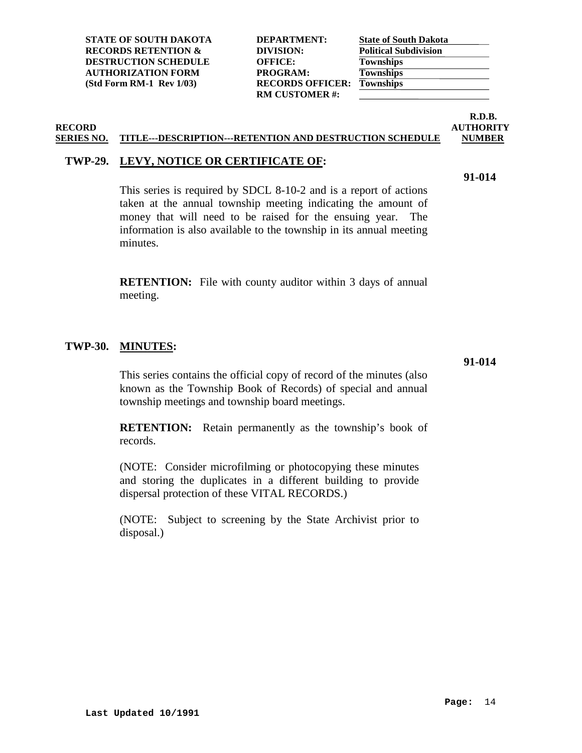| STATE OF SOUTH DAKOTA | DEPARTMENT: | State of South Dakota |
|---|---|---|
| RECORDS RETENTION & | DIVISION: | Political Subdivision |
| DESTRUCTION SCHEDULE | OFFICE: | Townships |
| AUTHORIZATION FORM | PROGRAM: | Townships |
| (Std Form RM-1 Rev 1/03) | RECORDS OFFICER: | Townships |
| | RM CUSTOMER #: | |

| RECORD SERIES NO. | TITLE---DESCRIPTION---RETENTION AND DESTRUCTION SCHEDULE | R.D.B. AUTHORITY NUMBER |
|---|---|---|

**TWP-29. LEVY, NOTICE OR CERTIFICATE OF:** **91-014**

This series is required by SDCL 8-10-2 and is a report of actions taken at the annual township meeting indicating the amount of money that will need to be raised for the ensuing year. The information is also available to the township in its annual meeting minutes.

**RETENTION:** File with county auditor within 3 days of annual meeting.

**TWP-30. MINUTES:** **91-014**

This series contains the official copy of record of the minutes (also known as the Township Book of Records) of special and annual township meetings and township board meetings.

**RETENTION:** Retain permanently as the township's book of records.

(NOTE: Consider microfilming or photocopying these minutes and storing the duplicates in a different building to provide dispersal protection of these VITAL RECORDS.)

(NOTE: Subject to screening by the State Archivist prior to disposal.)

**Last Updated 10/1991**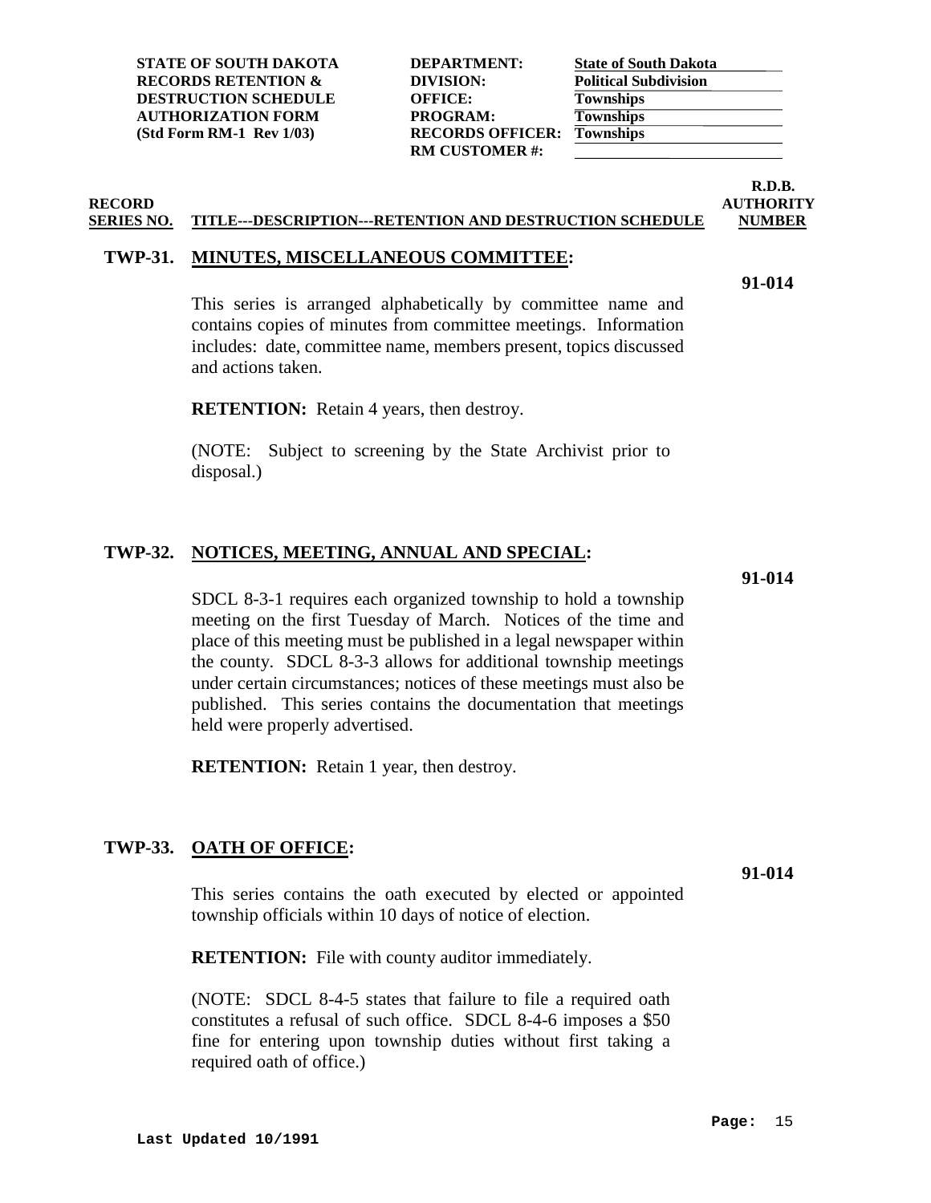**STATE OF SOUTH DAKOTA**
**RECORDS RETENTION &**
**DESTRUCTION SCHEDULE**
**AUTHORIZATION FORM**
**(Std Form RM-1 Rev 1/03)**

**DEPARTMENT:** State of South Dakota
**DIVISION:** Political Subdivision
**OFFICE:** Townships
**PROGRAM:** Townships
**RECORDS OFFICER:** Townships
**RM CUSTOMER #:**

| RECORD SERIES NO. | TITLE---DESCRIPTION---RETENTION AND DESTRUCTION SCHEDULE | R.D.B. AUTHORITY NUMBER |
|---|---|---|

## TWP-31. MINUTES, MISCELLANEOUS COMMITTEE:

**91-014**

This series is arranged alphabetically by committee name and contains copies of minutes from committee meetings. Information includes: date, committee name, members present, topics discussed and actions taken.

**RETENTION:** Retain 4 years, then destroy.

(NOTE: Subject to screening by the State Archivist prior to disposal.)

## TWP-32. NOTICES, MEETING, ANNUAL AND SPECIAL:

**91-014**

SDCL 8-3-1 requires each organized township to hold a township meeting on the first Tuesday of March. Notices of the time and place of this meeting must be published in a legal newspaper within the county. SDCL 8-3-3 allows for additional township meetings under certain circumstances; notices of these meetings must also be published. This series contains the documentation that meetings held were properly advertised.

**RETENTION:** Retain 1 year, then destroy.

## TWP-33. OATH OF OFFICE:

**91-014**

This series contains the oath executed by elected or appointed township officials within 10 days of notice of election.

**RETENTION:** File with county auditor immediately.

(NOTE: SDCL 8-4-5 states that failure to file a required oath constitutes a refusal of such office. SDCL 8-4-6 imposes a $50 fine for entering upon township duties without first taking a required oath of office.)

Last Updated 10/1991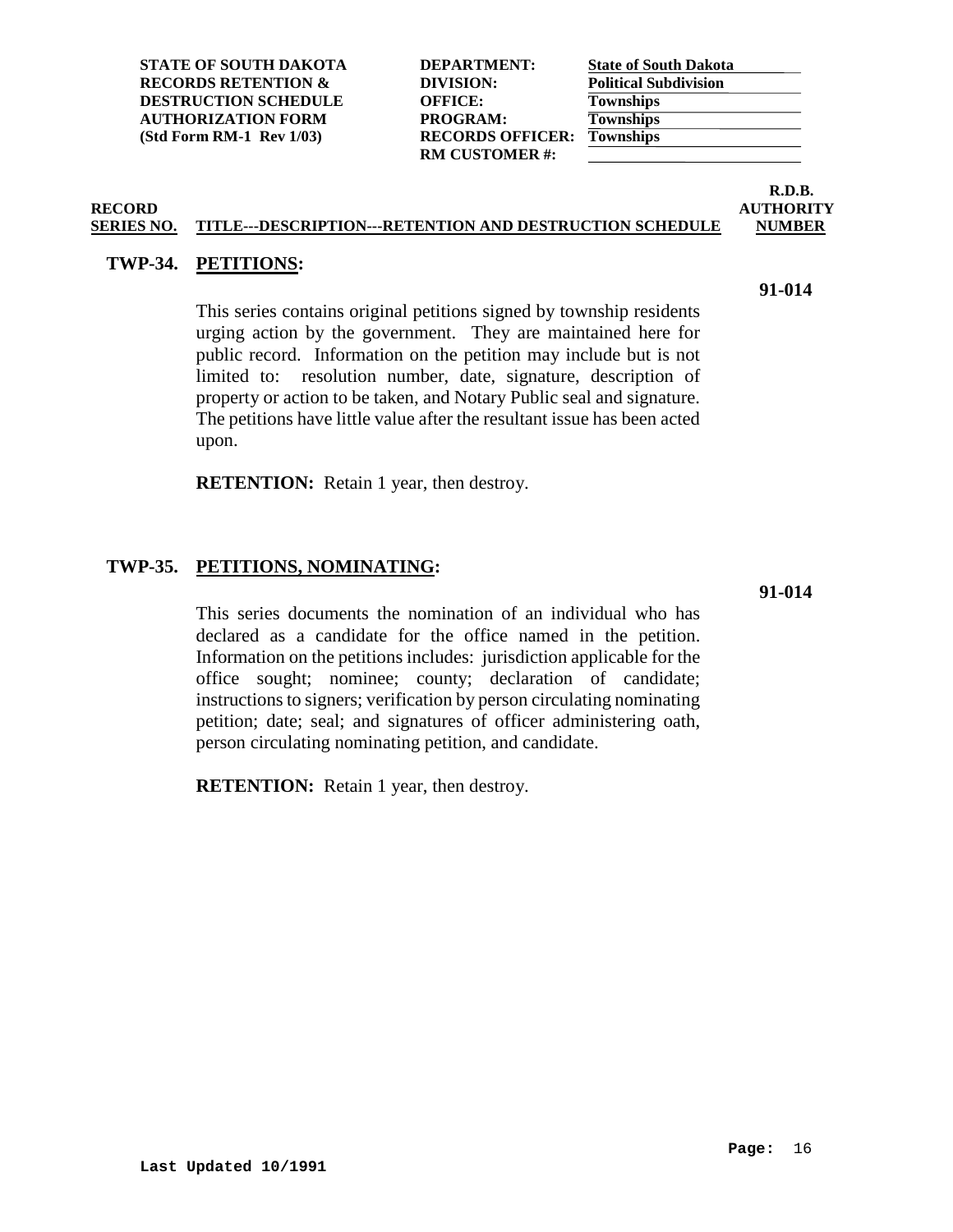| | | |
|---|---|---|
| **STATE OF SOUTH DAKOTA RECORDS RETENTION & DESTRUCTION SCHEDULE AUTHORIZATION FORM (Std Form RM-1 Rev 1/03)** | **DEPARTMENT:** | **State of South Dakota** |
| | **DIVISION:** | **Political Subdivision** |
| | **OFFICE:** | **Townships** |
| | **PROGRAM:** | **Townships** |
| | **RECORDS OFFICER:** | **Townships** |
| | **RM CUSTOMER #:** | |

| RECORD SERIES NO. | TITLE---DESCRIPTION---RETENTION AND DESTRUCTION SCHEDULE | R.D.B. AUTHORITY NUMBER |
|---|---|---|
| **TWP-34.** | **PETITIONS:**<br><br>This series contains original petitions signed by township residents urging action by the government. They are maintained here for public record. Information on the petition may include but is not limited to: resolution number, date, signature, description of property or action to be taken, and Notary Public seal and signature. The petitions have little value after the resultant issue has been acted upon.<br><br>**RETENTION:** Retain 1 year, then destroy. | **91-014** |
| **TWP-35.** | **PETITIONS, NOMINATING:**<br><br>This series documents the nomination of an individual who has declared as a candidate for the office named in the petition. Information on the petitions includes: jurisdiction applicable for the office sought; nominee; county; declaration of candidate; instructions to signers; verification by person circulating nominating petition; date; seal; and signatures of officer administering oath, person circulating nominating petition, and candidate.<br><br>**RETENTION:** Retain 1 year, then destroy. | **91-014** |

**Last Updated 10/1991**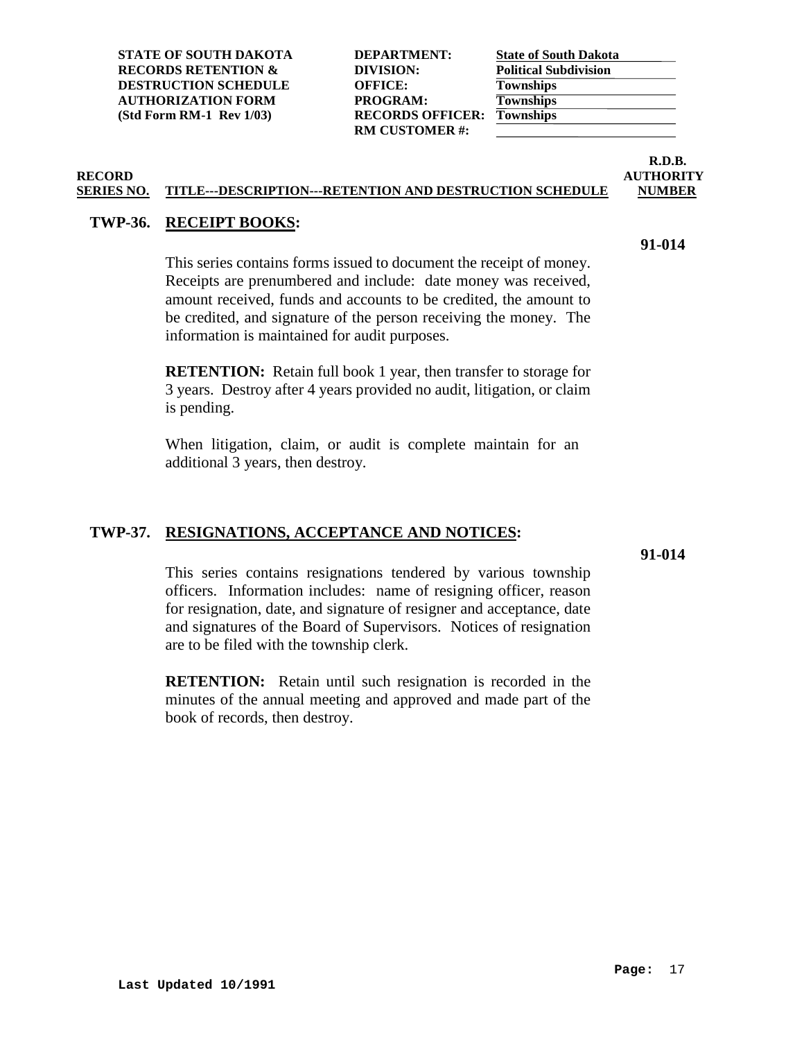| STATE OF SOUTH DAKOTA RECORDS RETENTION & DESTRUCTION SCHEDULE AUTHORIZATION FORM (Std Form RM-1 Rev 1/03) | | |
|---|---|---|
| | DEPARTMENT: | State of South Dakota |
| | DIVISION: | Political Subdivision |
| | OFFICE: | Townships |
| | PROGRAM: | Townships |
| | RECORDS OFFICER: | Townships |
| | RM CUSTOMER #: | |

| RECORD SERIES NO. | TITLE---DESCRIPTION---RETENTION AND DESTRUCTION SCHEDULE | R.D.B. AUTHORITY NUMBER |
|---|---|---|

**TWP-36. RECEIPT BOOKS:** **91-014**

This series contains forms issued to document the receipt of money. Receipts are prenumbered and include: date money was received, amount received, funds and accounts to be credited, the amount to be credited, and signature of the person receiving the money. The information is maintained for audit purposes.

**RETENTION:** Retain full book 1 year, then transfer to storage for 3 years. Destroy after 4 years provided no audit, litigation, or claim is pending.

When litigation, claim, or audit is complete maintain for an additional 3 years, then destroy.

**TWP-37. RESIGNATIONS, ACCEPTANCE AND NOTICES:** **91-014**

This series contains resignations tendered by various township officers. Information includes: name of resigning officer, reason for resignation, date, and signature of resigner and acceptance, date and signatures of the Board of Supervisors. Notices of resignation are to be filed with the township clerk.

**RETENTION:** Retain until such resignation is recorded in the minutes of the annual meeting and approved and made part of the book of records, then destroy.

Last Updated 10/1991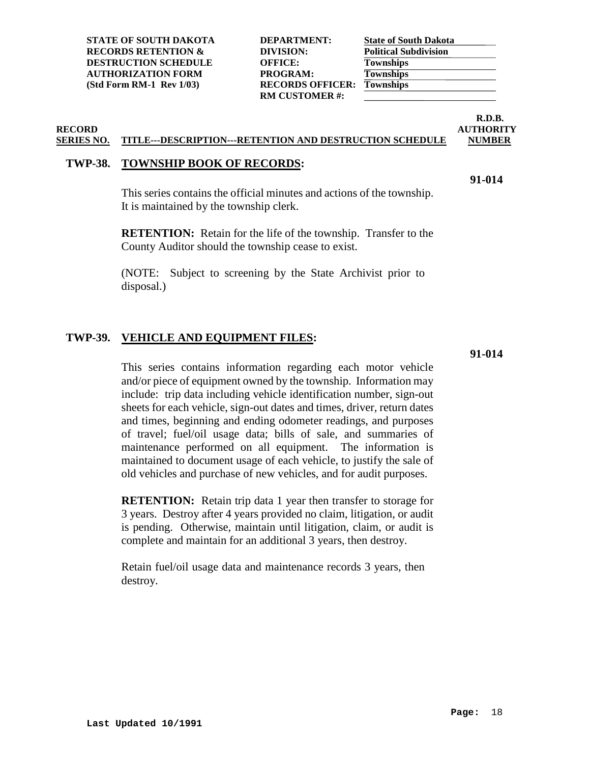| STATE OF SOUTH DAKOTA RECORDS RETENTION & DESTRUCTION SCHEDULE AUTHORIZATION FORM (Std Form RM-1 Rev 1/03) | | |
|---|---|---|
| | DEPARTMENT: | State of South Dakota |
| | DIVISION: | Political Subdivision |
| | OFFICE: | Townships |
| | PROGRAM: | Townships |
| | RECORDS OFFICER: | Townships |
| | RM CUSTOMER #: | |

| RECORD SERIES NO. | TITLE---DESCRIPTION---RETENTION AND DESTRUCTION SCHEDULE | R.D.B. AUTHORITY NUMBER |
|---|---|---|

**TWP-38. TOWNSHIP BOOK OF RECORDS:** **91-014**

This series contains the official minutes and actions of the township. It is maintained by the township clerk.

**RETENTION:** Retain for the life of the township. Transfer to the County Auditor should the township cease to exist.

(NOTE: Subject to screening by the State Archivist prior to disposal.)

**TWP-39. VEHICLE AND EQUIPMENT FILES:** **91-014**

This series contains information regarding each motor vehicle and/or piece of equipment owned by the township. Information may include: trip data including vehicle identification number, sign-out sheets for each vehicle, sign-out dates and times, driver, return dates and times, beginning and ending odometer readings, and purposes of travel; fuel/oil usage data; bills of sale, and summaries of maintenance performed on all equipment. The information is maintained to document usage of each vehicle, to justify the sale of old vehicles and purchase of new vehicles, and for audit purposes.

**RETENTION:** Retain trip data 1 year then transfer to storage for 3 years. Destroy after 4 years provided no claim, litigation, or audit is pending. Otherwise, maintain until litigation, claim, or audit is complete and maintain for an additional 3 years, then destroy.

Retain fuel/oil usage data and maintenance records 3 years, then destroy.

**Last Updated 10/1991**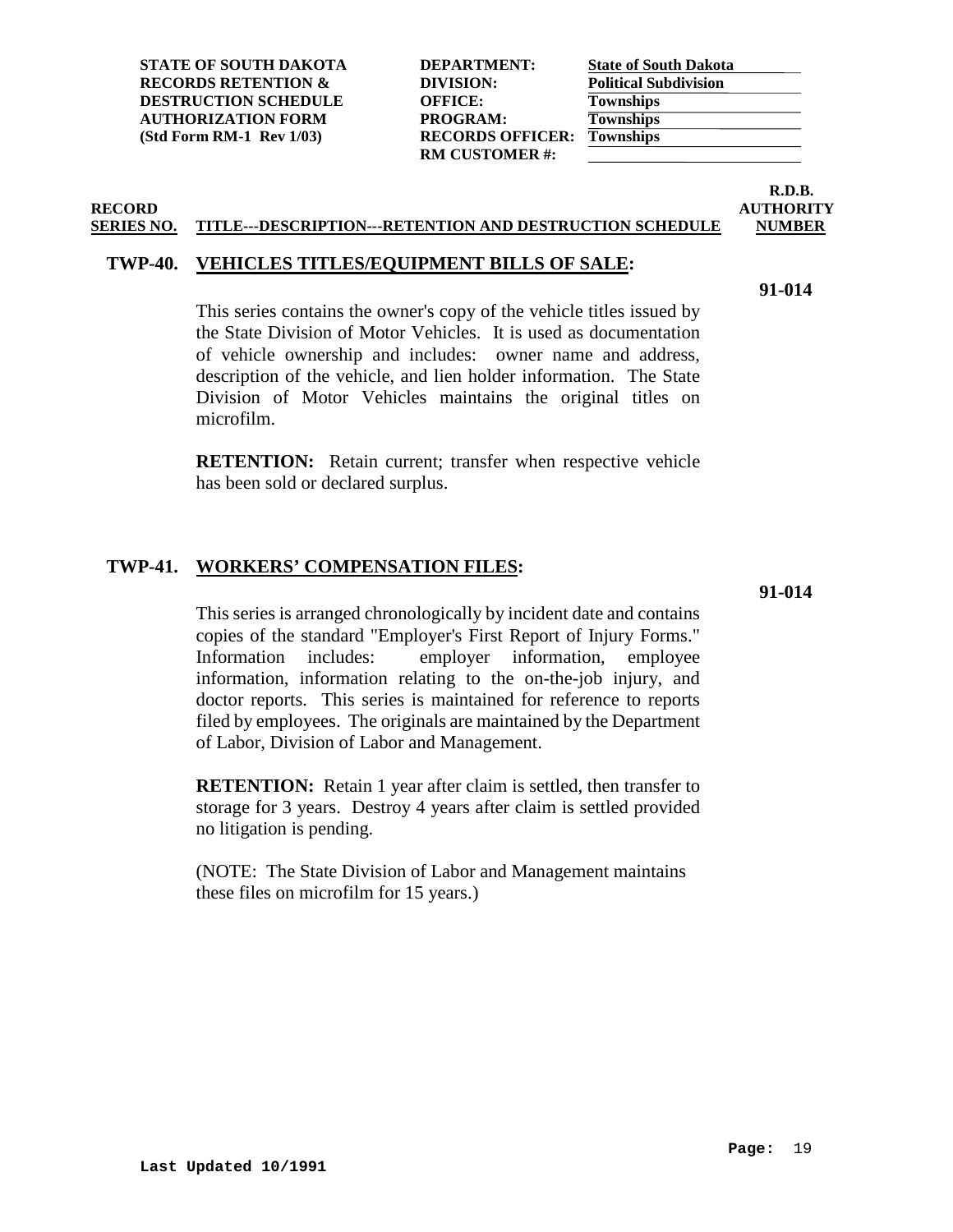**STATE OF SOUTH DAKOTA**
**RECORDS RETENTION &**
**DESTRUCTION SCHEDULE**
**AUTHORIZATION FORM**
**(Std Form RM-1 Rev 1/03)**

| | |
|---|---|
| **DEPARTMENT:** | **State of South Dakota** |
| **DIVISION:** | **Political Subdivision** |
| **OFFICE:** | **Townships** |
| **PROGRAM:** | **Townships** |
| **RECORDS OFFICER:** | **Townships** |
| **RM CUSTOMER #:** | |

| RECORD SERIES NO. | TITLE---DESCRIPTION---RETENTION AND DESTRUCTION SCHEDULE | R.D.B. AUTHORITY NUMBER |
|---|---|---|

**TWP-40. VEHICLES TITLES/EQUIPMENT BILLS OF SALE:** **91-014**

This series contains the owner's copy of the vehicle titles issued by the State Division of Motor Vehicles. It is used as documentation of vehicle ownership and includes: owner name and address, description of the vehicle, and lien holder information. The State Division of Motor Vehicles maintains the original titles on microfilm.

**RETENTION:** Retain current; transfer when respective vehicle has been sold or declared surplus.

**TWP-41. WORKERS' COMPENSATION FILES:** **91-014**

This series is arranged chronologically by incident date and contains copies of the standard "Employer's First Report of Injury Forms." Information includes: employer information, employee information, information relating to the on-the-job injury, and doctor reports. This series is maintained for reference to reports filed by employees. The originals are maintained by the Department of Labor, Division of Labor and Management.

**RETENTION:** Retain 1 year after claim is settled, then transfer to storage for 3 years. Destroy 4 years after claim is settled provided no litigation is pending.

(NOTE: The State Division of Labor and Management maintains these files on microfilm for 15 years.)

**Last Updated 10/1991**